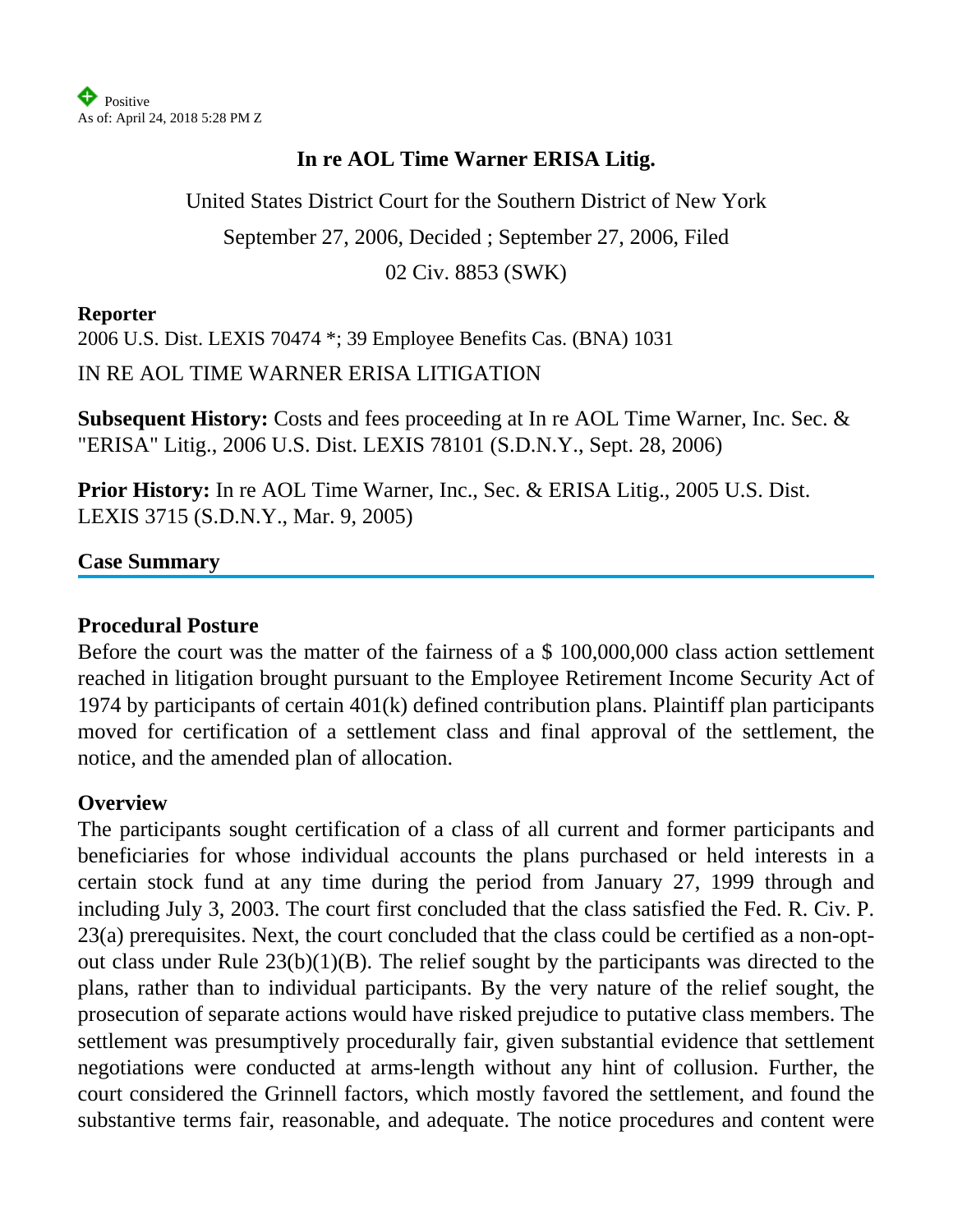Positive
As of: April 24, 2018 5:28 PM Z

# In re AOL Time Warner ERISA Litig.

United States District Court for the Southern District of New York

September 27, 2006, Decided ; September 27, 2006, Filed

02 Civ. 8853 (SWK)

**Reporter**

2006 U.S. Dist. LEXIS 70474 *; 39 Employee Benefits Cas. (BNA) 1031

IN RE AOL TIME WARNER ERISA LITIGATION

**Subsequent History:** Costs and fees proceeding at In re AOL Time Warner, Inc. Sec. & "ERISA" Litig., 2006 U.S. Dist. LEXIS 78101 (S.D.N.Y., Sept. 28, 2006)

**Prior History:** In re AOL Time Warner, Inc., Sec. & ERISA Litig., 2005 U.S. Dist. LEXIS 3715 (S.D.N.Y., Mar. 9, 2005)

## Case Summary

### Procedural Posture

Before the court was the matter of the fairness of a $ 100,000,000 class action settlement reached in litigation brought pursuant to the Employee Retirement Income Security Act of 1974 by participants of certain 401(k) defined contribution plans. Plaintiff plan participants moved for certification of a settlement class and final approval of the settlement, the notice, and the amended plan of allocation.

### Overview

The participants sought certification of a class of all current and former participants and beneficiaries for whose individual accounts the plans purchased or held interests in a certain stock fund at any time during the period from January 27, 1999 through and including July 3, 2003. The court first concluded that the class satisfied the Fed. R. Civ. P. 23(a) prerequisites. Next, the court concluded that the class could be certified as a non-opt-out class under Rule 23(b)(1)(B). The relief sought by the participants was directed to the plans, rather than to individual participants. By the very nature of the relief sought, the prosecution of separate actions would have risked prejudice to putative class members. The settlement was presumptively procedurally fair, given substantial evidence that settlement negotiations were conducted at arms-length without any hint of collusion. Further, the court considered the Grinnell factors, which mostly favored the settlement, and found the substantive terms fair, reasonable, and adequate. The notice procedures and content were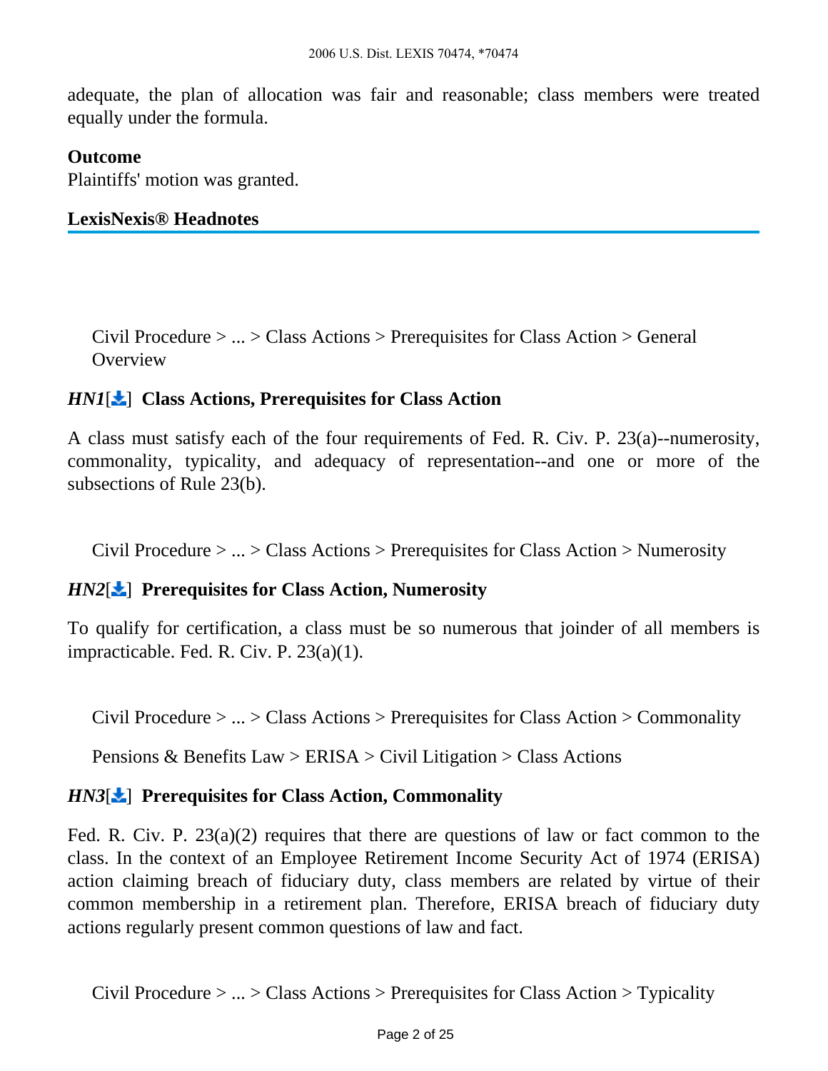adequate, the plan of allocation was fair and reasonable; class members were treated equally under the formula.

**Outcome**

Plaintiffs' motion was granted.

**LexisNexis® Headnotes**

Civil Procedure > ... > Class Actions > Prerequisites for Class Action > General Overview

***HN1***[] **Class Actions, Prerequisites for Class Action**

A class must satisfy each of the four requirements of Fed. R. Civ. P. 23(a)--numerosity, commonality, typicality, and adequacy of representation--and one or more of the subsections of Rule 23(b).

Civil Procedure > ... > Class Actions > Prerequisites for Class Action > Numerosity

***HN2***[] **Prerequisites for Class Action, Numerosity**

To qualify for certification, a class must be so numerous that joinder of all members is impracticable. Fed. R. Civ. P. 23(a)(1).

Civil Procedure > ... > Class Actions > Prerequisites for Class Action > Commonality

Pensions & Benefits Law > ERISA > Civil Litigation > Class Actions

***HN3***[] **Prerequisites for Class Action, Commonality**

Fed. R. Civ. P. 23(a)(2) requires that there are questions of law or fact common to the class. In the context of an Employee Retirement Income Security Act of 1974 (ERISA) action claiming breach of fiduciary duty, class members are related by virtue of their common membership in a retirement plan. Therefore, ERISA breach of fiduciary duty actions regularly present common questions of law and fact.

Civil Procedure > ... > Class Actions > Prerequisites for Class Action > Typicality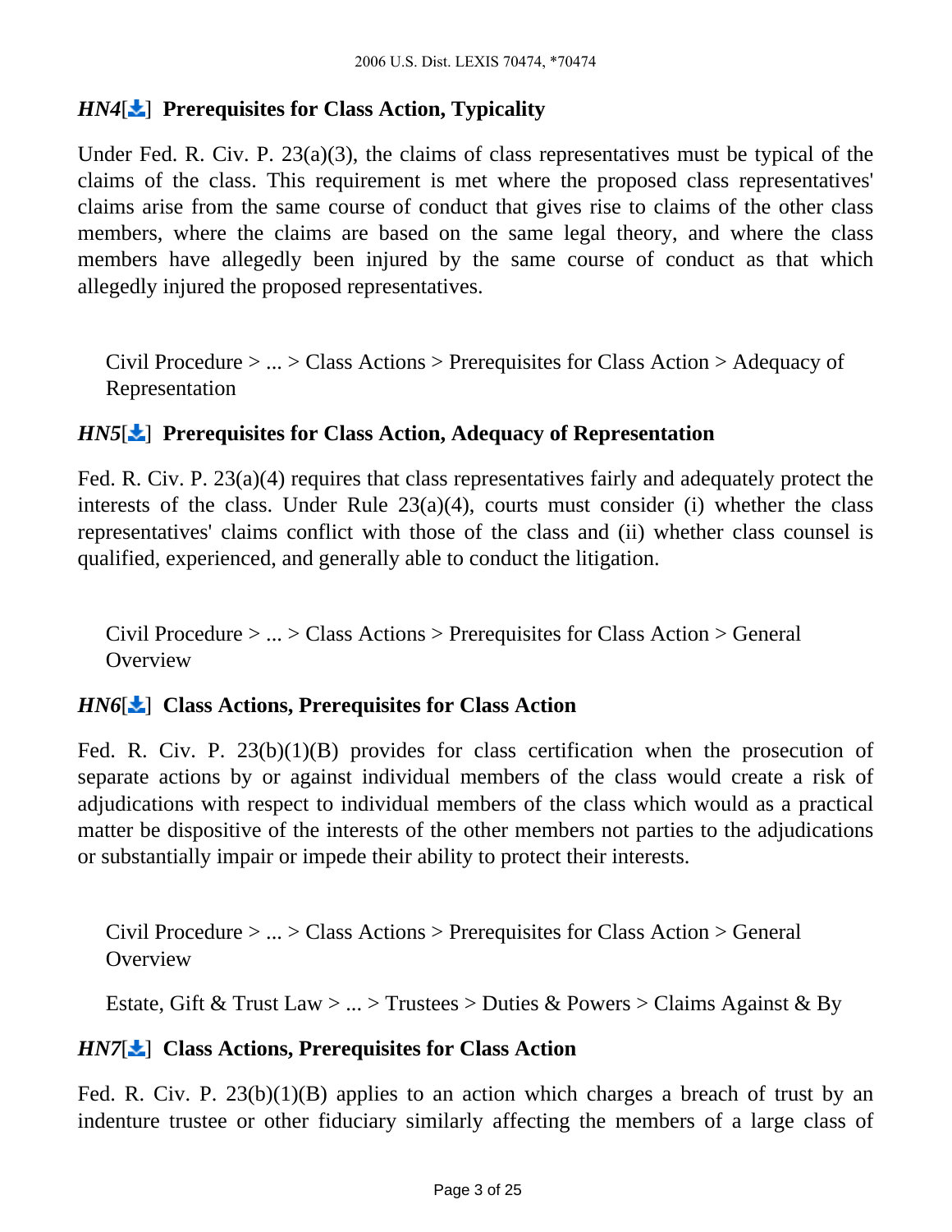### *HN4*[] Prerequisites for Class Action, Typicality

Under Fed. R. Civ. P. 23(a)(3), the claims of class representatives must be typical of the claims of the class. This requirement is met where the proposed class representatives' claims arise from the same course of conduct that gives rise to claims of the other class members, where the claims are based on the same legal theory, and where the class members have allegedly been injured by the same course of conduct as that which allegedly injured the proposed representatives.

Civil Procedure > ... > Class Actions > Prerequisites for Class Action > Adequacy of Representation

### *HN5*[] Prerequisites for Class Action, Adequacy of Representation

Fed. R. Civ. P. 23(a)(4) requires that class representatives fairly and adequately protect the interests of the class. Under Rule 23(a)(4), courts must consider (i) whether the class representatives' claims conflict with those of the class and (ii) whether class counsel is qualified, experienced, and generally able to conduct the litigation.

Civil Procedure > ... > Class Actions > Prerequisites for Class Action > General Overview

### *HN6*[] Class Actions, Prerequisites for Class Action

Fed. R. Civ. P. 23(b)(1)(B) provides for class certification when the prosecution of separate actions by or against individual members of the class would create a risk of adjudications with respect to individual members of the class which would as a practical matter be dispositive of the interests of the other members not parties to the adjudications or substantially impair or impede their ability to protect their interests.

Civil Procedure > ... > Class Actions > Prerequisites for Class Action > General Overview

Estate, Gift & Trust Law > ... > Trustees > Duties & Powers > Claims Against & By

### *HN7*[] Class Actions, Prerequisites for Class Action

Fed. R. Civ. P. 23(b)(1)(B) applies to an action which charges a breach of trust by an indenture trustee or other fiduciary similarly affecting the members of a large class of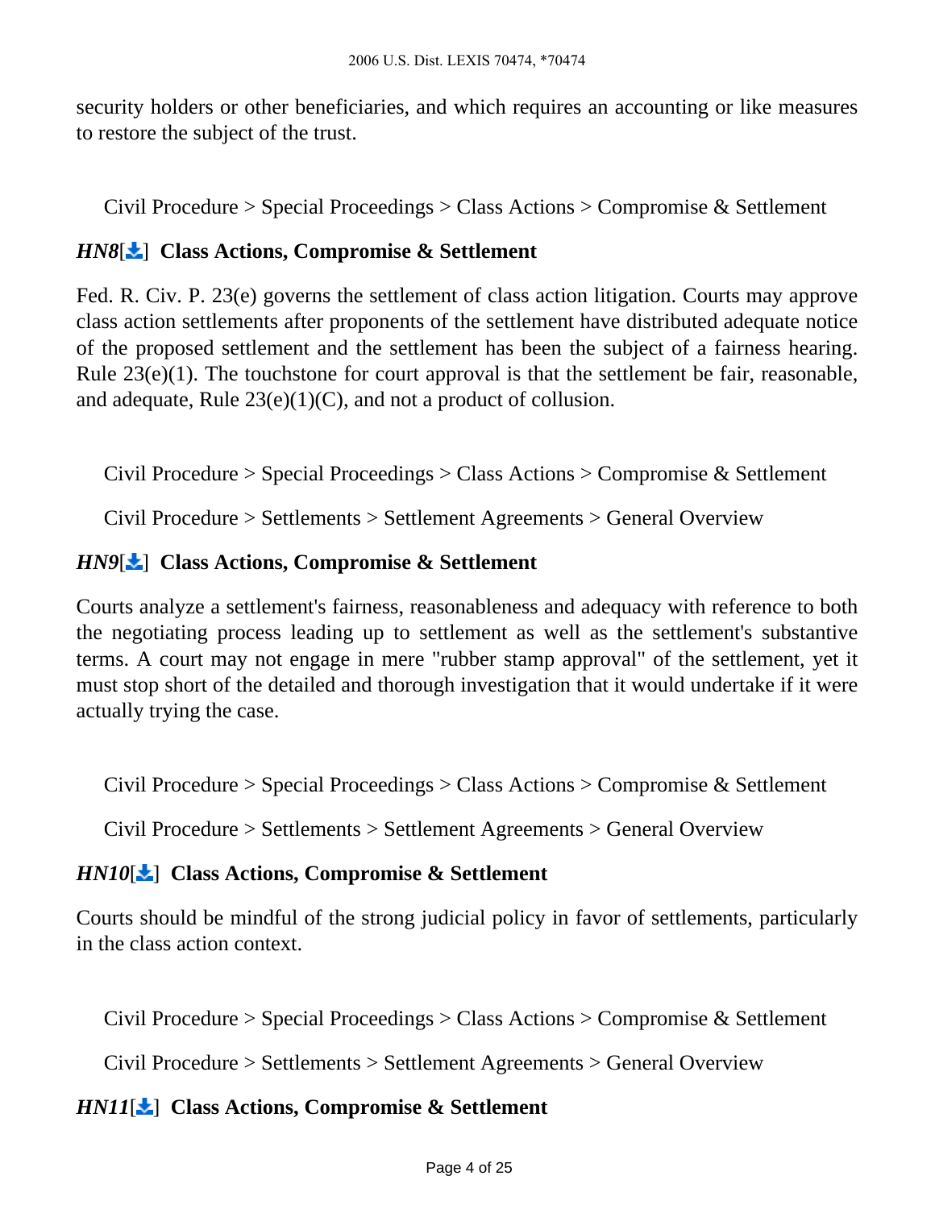security holders or other beneficiaries, and which requires an accounting or like measures to restore the subject of the trust.

Civil Procedure > Special Proceedings > Class Actions > Compromise & Settlement

***HN8*[]** **Class Actions, Compromise & Settlement**

Fed. R. Civ. P. 23(e) governs the settlement of class action litigation. Courts may approve class action settlements after proponents of the settlement have distributed adequate notice of the proposed settlement and the settlement has been the subject of a fairness hearing. Rule 23(e)(1). The touchstone for court approval is that the settlement be fair, reasonable, and adequate, Rule 23(e)(1)(C), and not a product of collusion.

Civil Procedure > Special Proceedings > Class Actions > Compromise & Settlement

Civil Procedure > Settlements > Settlement Agreements > General Overview

***HN9*[]** **Class Actions, Compromise & Settlement**

Courts analyze a settlement's fairness, reasonableness and adequacy with reference to both the negotiating process leading up to settlement as well as the settlement's substantive terms. A court may not engage in mere "rubber stamp approval" of the settlement, yet it must stop short of the detailed and thorough investigation that it would undertake if it were actually trying the case.

Civil Procedure > Special Proceedings > Class Actions > Compromise & Settlement

Civil Procedure > Settlements > Settlement Agreements > General Overview

***HN10*[]** **Class Actions, Compromise & Settlement**

Courts should be mindful of the strong judicial policy in favor of settlements, particularly in the class action context.

Civil Procedure > Special Proceedings > Class Actions > Compromise & Settlement

Civil Procedure > Settlements > Settlement Agreements > General Overview

***HN11*[]** **Class Actions, Compromise & Settlement**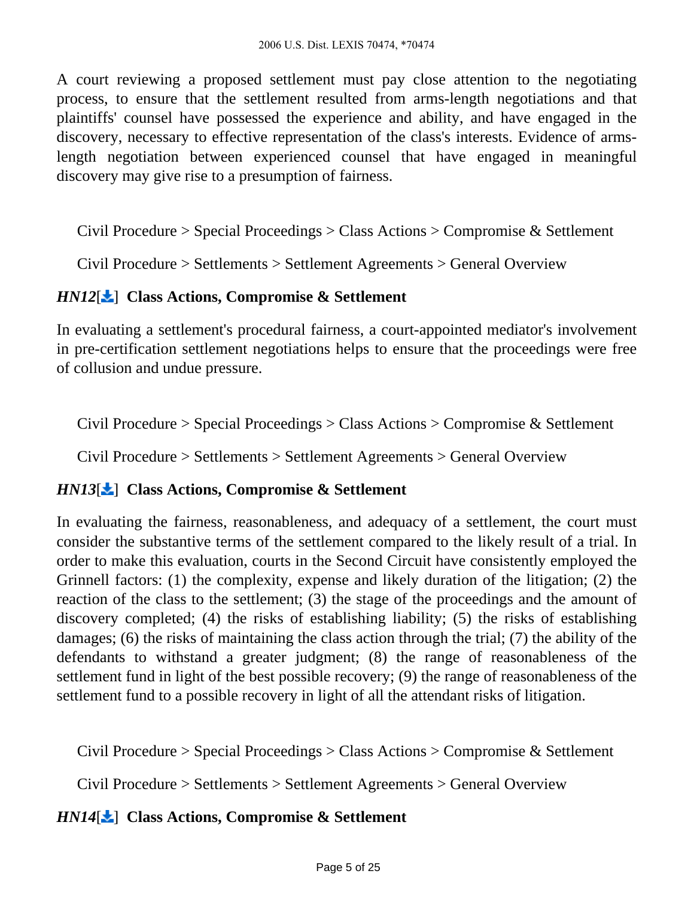A court reviewing a proposed settlement must pay close attention to the negotiating process, to ensure that the settlement resulted from arms-length negotiations and that plaintiffs' counsel have possessed the experience and ability, and have engaged in the discovery, necessary to effective representation of the class's interests. Evidence of arms-length negotiation between experienced counsel that have engaged in meaningful discovery may give rise to a presumption of fairness.

Civil Procedure > Special Proceedings > Class Actions > Compromise & Settlement

Civil Procedure > Settlements > Settlement Agreements > General Overview

### *HN12*[] Class Actions, Compromise & Settlement

In evaluating a settlement's procedural fairness, a court-appointed mediator's involvement in pre-certification settlement negotiations helps to ensure that the proceedings were free of collusion and undue pressure.

Civil Procedure > Special Proceedings > Class Actions > Compromise & Settlement

Civil Procedure > Settlements > Settlement Agreements > General Overview

### *HN13*[] Class Actions, Compromise & Settlement

In evaluating the fairness, reasonableness, and adequacy of a settlement, the court must consider the substantive terms of the settlement compared to the likely result of a trial. In order to make this evaluation, courts in the Second Circuit have consistently employed the Grinnell factors: (1) the complexity, expense and likely duration of the litigation; (2) the reaction of the class to the settlement; (3) the stage of the proceedings and the amount of discovery completed; (4) the risks of establishing liability; (5) the risks of establishing damages; (6) the risks of maintaining the class action through the trial; (7) the ability of the defendants to withstand a greater judgment; (8) the range of reasonableness of the settlement fund in light of the best possible recovery; (9) the range of reasonableness of the settlement fund to a possible recovery in light of all the attendant risks of litigation.

Civil Procedure > Special Proceedings > Class Actions > Compromise & Settlement

Civil Procedure > Settlements > Settlement Agreements > General Overview

### *HN14*[] Class Actions, Compromise & Settlement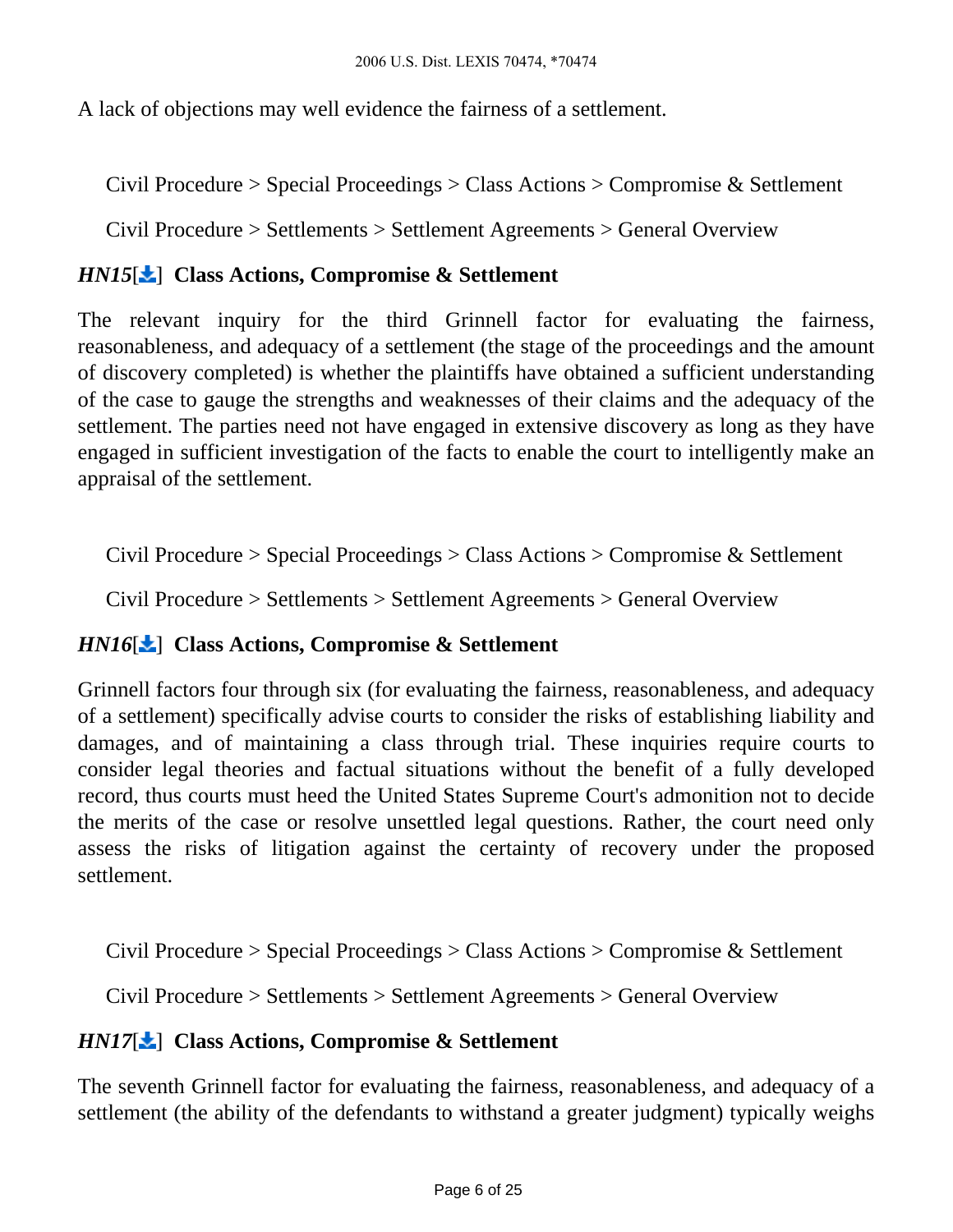A lack of objections may well evidence the fairness of a settlement.

Civil Procedure > Special Proceedings > Class Actions > Compromise & Settlement

Civil Procedure > Settlements > Settlement Agreements > General Overview

### *HN15*[] Class Actions, Compromise & Settlement

The relevant inquiry for the third Grinnell factor for evaluating the fairness, reasonableness, and adequacy of a settlement (the stage of the proceedings and the amount of discovery completed) is whether the plaintiffs have obtained a sufficient understanding of the case to gauge the strengths and weaknesses of their claims and the adequacy of the settlement. The parties need not have engaged in extensive discovery as long as they have engaged in sufficient investigation of the facts to enable the court to intelligently make an appraisal of the settlement.

Civil Procedure > Special Proceedings > Class Actions > Compromise & Settlement

Civil Procedure > Settlements > Settlement Agreements > General Overview

### *HN16*[] Class Actions, Compromise & Settlement

Grinnell factors four through six (for evaluating the fairness, reasonableness, and adequacy of a settlement) specifically advise courts to consider the risks of establishing liability and damages, and of maintaining a class through trial. These inquiries require courts to consider legal theories and factual situations without the benefit of a fully developed record, thus courts must heed the United States Supreme Court's admonition not to decide the merits of the case or resolve unsettled legal questions. Rather, the court need only assess the risks of litigation against the certainty of recovery under the proposed settlement.

Civil Procedure > Special Proceedings > Class Actions > Compromise & Settlement

Civil Procedure > Settlements > Settlement Agreements > General Overview

### *HN17*[] Class Actions, Compromise & Settlement

The seventh Grinnell factor for evaluating the fairness, reasonableness, and adequacy of a settlement (the ability of the defendants to withstand a greater judgment) typically weighs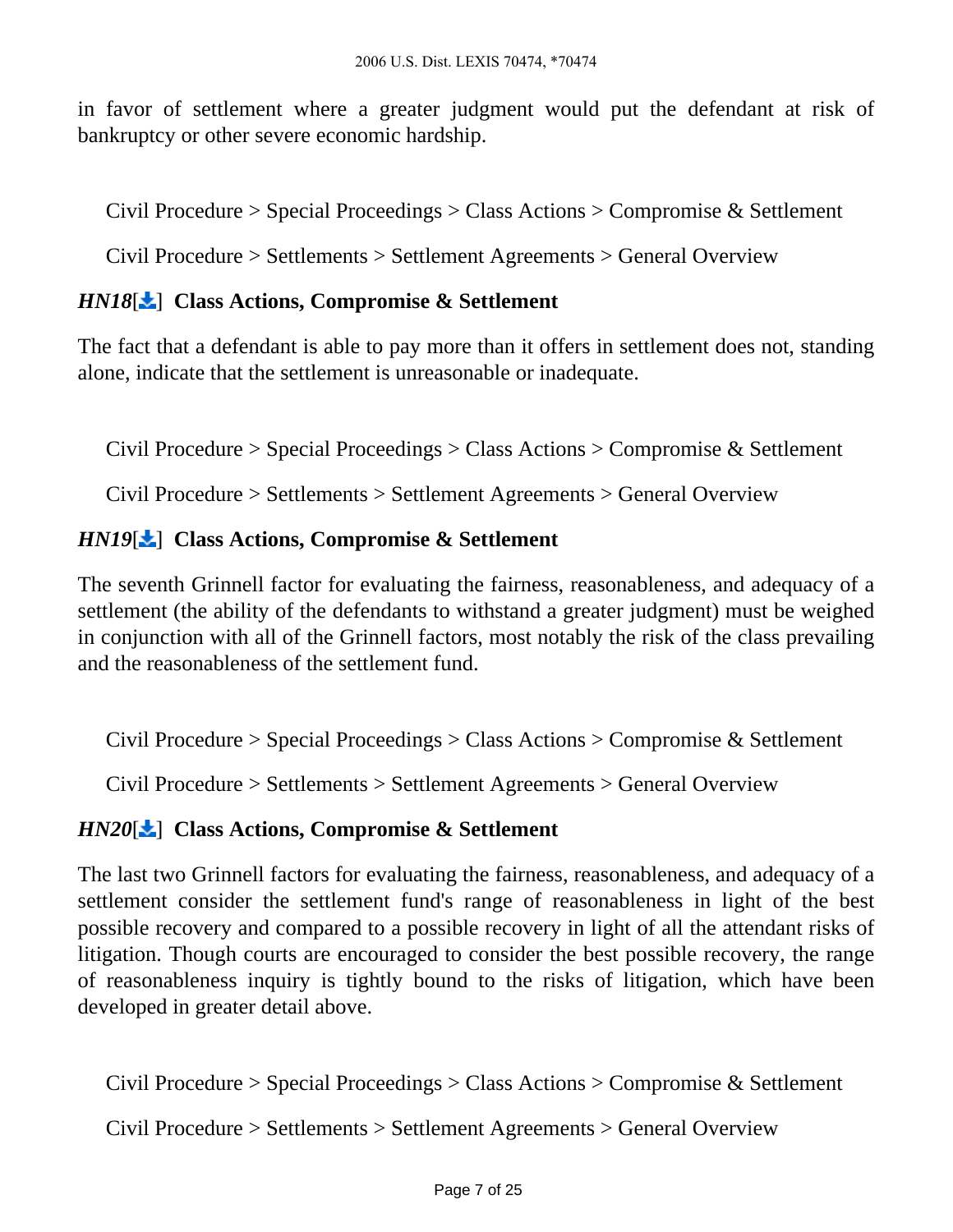in favor of settlement where a greater judgment would put the defendant at risk of bankruptcy or other severe economic hardship.

Civil Procedure > Special Proceedings > Class Actions > Compromise & Settlement

Civil Procedure > Settlements > Settlement Agreements > General Overview

***HN18*[]** **Class Actions, Compromise & Settlement**

The fact that a defendant is able to pay more than it offers in settlement does not, standing alone, indicate that the settlement is unreasonable or inadequate.

Civil Procedure > Special Proceedings > Class Actions > Compromise & Settlement

Civil Procedure > Settlements > Settlement Agreements > General Overview

***HN19*[]** **Class Actions, Compromise & Settlement**

The seventh Grinnell factor for evaluating the fairness, reasonableness, and adequacy of a settlement (the ability of the defendants to withstand a greater judgment) must be weighed in conjunction with all of the Grinnell factors, most notably the risk of the class prevailing and the reasonableness of the settlement fund.

Civil Procedure > Special Proceedings > Class Actions > Compromise & Settlement

Civil Procedure > Settlements > Settlement Agreements > General Overview

***HN20*[]** **Class Actions, Compromise & Settlement**

The last two Grinnell factors for evaluating the fairness, reasonableness, and adequacy of a settlement consider the settlement fund's range of reasonableness in light of the best possible recovery and compared to a possible recovery in light of all the attendant risks of litigation. Though courts are encouraged to consider the best possible recovery, the range of reasonableness inquiry is tightly bound to the risks of litigation, which have been developed in greater detail above.

Civil Procedure > Special Proceedings > Class Actions > Compromise & Settlement

Civil Procedure > Settlements > Settlement Agreements > General Overview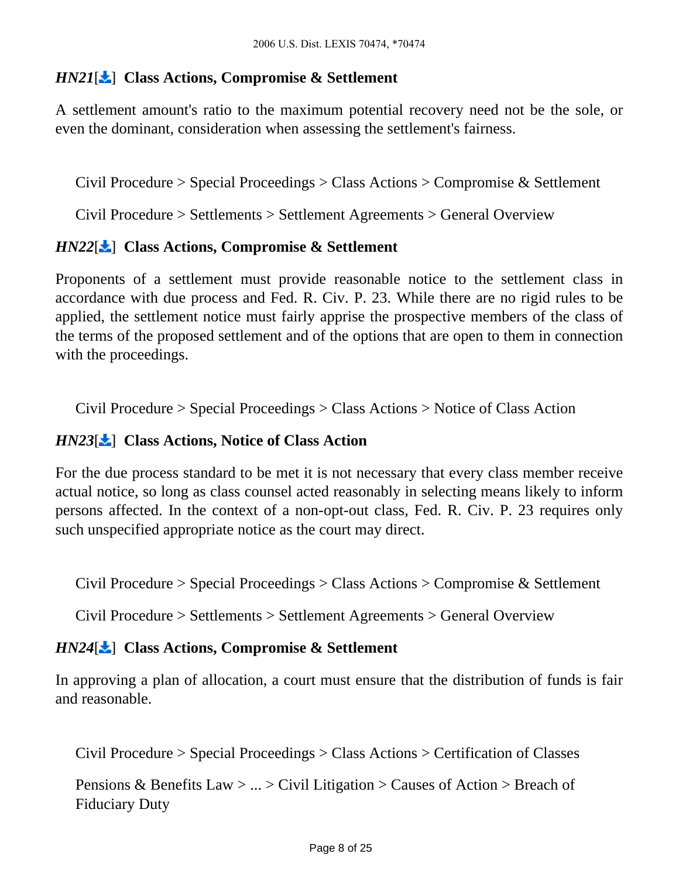*HN21*[] **Class Actions, Compromise & Settlement**

A settlement amount's ratio to the maximum potential recovery need not be the sole, or even the dominant, consideration when assessing the settlement's fairness.

Civil Procedure > Special Proceedings > Class Actions > Compromise & Settlement

Civil Procedure > Settlements > Settlement Agreements > General Overview

*HN22*[] **Class Actions, Compromise & Settlement**

Proponents of a settlement must provide reasonable notice to the settlement class in accordance with due process and Fed. R. Civ. P. 23. While there are no rigid rules to be applied, the settlement notice must fairly apprise the prospective members of the class of the terms of the proposed settlement and of the options that are open to them in connection with the proceedings.

Civil Procedure > Special Proceedings > Class Actions > Notice of Class Action

*HN23*[] **Class Actions, Notice of Class Action**

For the due process standard to be met it is not necessary that every class member receive actual notice, so long as class counsel acted reasonably in selecting means likely to inform persons affected. In the context of a non-opt-out class, Fed. R. Civ. P. 23 requires only such unspecified appropriate notice as the court may direct.

Civil Procedure > Special Proceedings > Class Actions > Compromise & Settlement

Civil Procedure > Settlements > Settlement Agreements > General Overview

*HN24*[] **Class Actions, Compromise & Settlement**

In approving a plan of allocation, a court must ensure that the distribution of funds is fair and reasonable.

Civil Procedure > Special Proceedings > Class Actions > Certification of Classes

Pensions & Benefits Law > ... > Civil Litigation > Causes of Action > Breach of Fiduciary Duty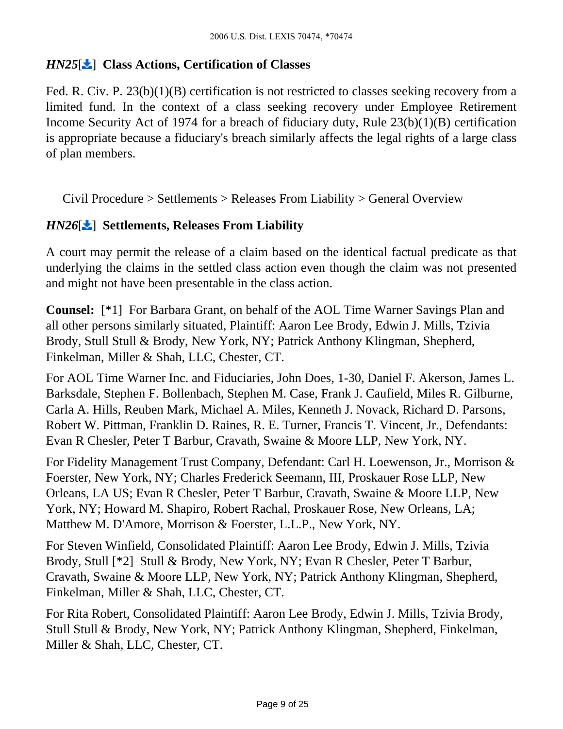### *HN25*[] Class Actions, Certification of Classes

Fed. R. Civ. P. 23(b)(1)(B) certification is not restricted to classes seeking recovery from a limited fund. In the context of a class seeking recovery under Employee Retirement Income Security Act of 1974 for a breach of fiduciary duty, Rule 23(b)(1)(B) certification is appropriate because a fiduciary's breach similarly affects the legal rights of a large class of plan members.

Civil Procedure > Settlements > Releases From Liability > General Overview

### *HN26*[] Settlements, Releases From Liability

A court may permit the release of a claim based on the identical factual predicate as that underlying the claims in the settled class action even though the claim was not presented and might not have been presentable in the class action.

**Counsel:** [*1] For Barbara Grant, on behalf of the AOL Time Warner Savings Plan and all other persons similarly situated, Plaintiff: Aaron Lee Brody, Edwin J. Mills, Tzivia Brody, Stull Stull & Brody, New York, NY; Patrick Anthony Klingman, Shepherd, Finkelman, Miller & Shah, LLC, Chester, CT.

For AOL Time Warner Inc. and Fiduciaries, John Does, 1-30, Daniel F. Akerson, James L. Barksdale, Stephen F. Bollenbach, Stephen M. Case, Frank J. Caufield, Miles R. Gilburne, Carla A. Hills, Reuben Mark, Michael A. Miles, Kenneth J. Novack, Richard D. Parsons, Robert W. Pittman, Franklin D. Raines, R. E. Turner, Francis T. Vincent, Jr., Defendants: Evan R Chesler, Peter T Barbur, Cravath, Swaine & Moore LLP, New York, NY.

For Fidelity Management Trust Company, Defendant: Carl H. Loewenson, Jr., Morrison & Foerster, New York, NY; Charles Frederick Seemann, III, Proskauer Rose LLP, New Orleans, LA US; Evan R Chesler, Peter T Barbur, Cravath, Swaine & Moore LLP, New York, NY; Howard M. Shapiro, Robert Rachal, Proskauer Rose, New Orleans, LA; Matthew M. D'Amore, Morrison & Foerster, L.L.P., New York, NY.

For Steven Winfield, Consolidated Plaintiff: Aaron Lee Brody, Edwin J. Mills, Tzivia Brody, Stull [*2] Stull & Brody, New York, NY; Evan R Chesler, Peter T Barbur, Cravath, Swaine & Moore LLP, New York, NY; Patrick Anthony Klingman, Shepherd, Finkelman, Miller & Shah, LLC, Chester, CT.

For Rita Robert, Consolidated Plaintiff: Aaron Lee Brody, Edwin J. Mills, Tzivia Brody, Stull Stull & Brody, New York, NY; Patrick Anthony Klingman, Shepherd, Finkelman, Miller & Shah, LLC, Chester, CT.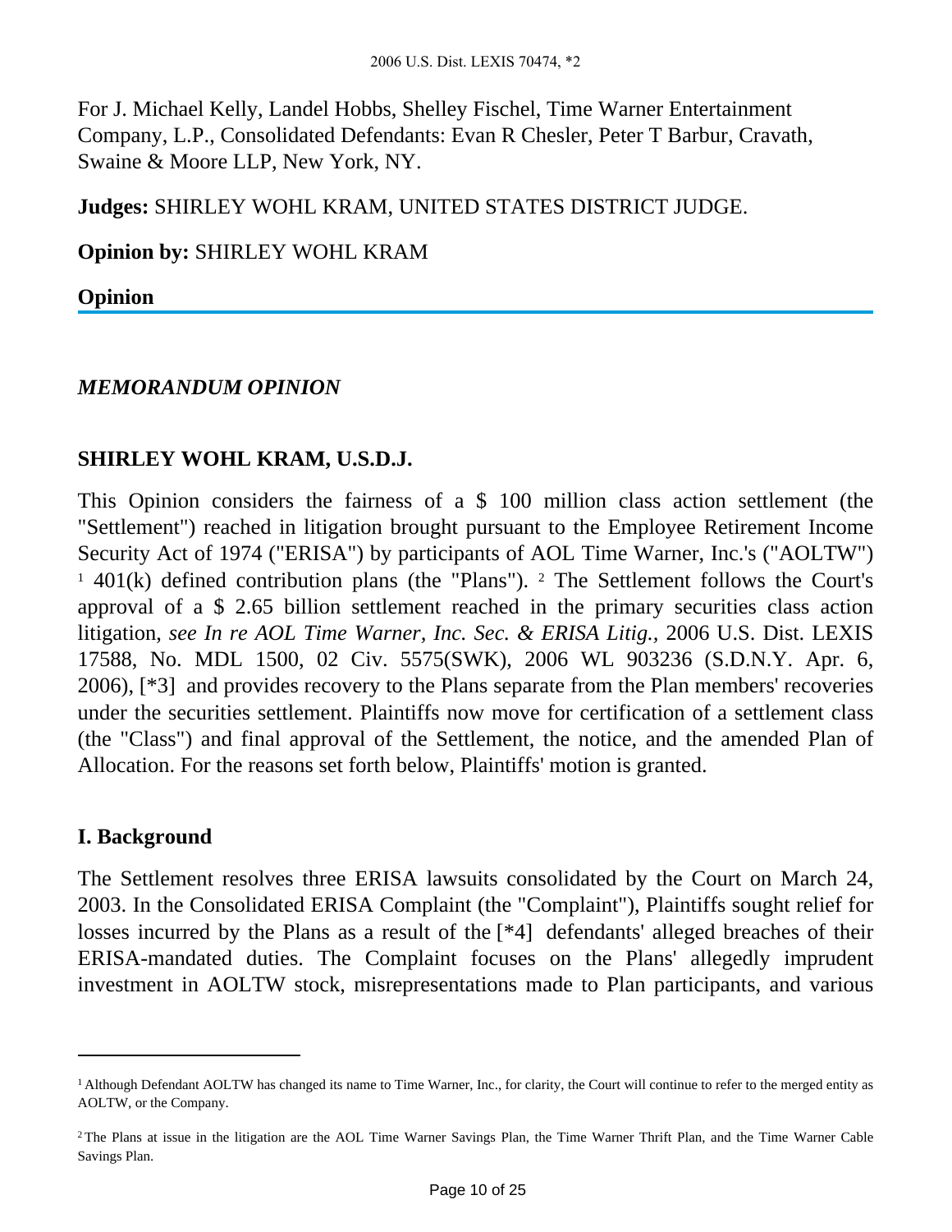For J. Michael Kelly, Landel Hobbs, Shelley Fischel, Time Warner Entertainment Company, L.P., Consolidated Defendants: Evan R Chesler, Peter T Barbur, Cravath, Swaine & Moore LLP, New York, NY.

**Judges:** SHIRLEY WOHL KRAM, UNITED STATES DISTRICT JUDGE.

**Opinion by:** SHIRLEY WOHL KRAM

**Opinion**

***MEMORANDUM OPINION***

**SHIRLEY WOHL KRAM, U.S.D.J.**

This Opinion considers the fairness of a $ 100 million class action settlement (the "Settlement") reached in litigation brought pursuant to the Employee Retirement Income Security Act of 1974 ("ERISA") by participants of AOL Time Warner, Inc.'s ("AOLTW") [1] 401(k) defined contribution plans (the "Plans"). [2] The Settlement follows the Court's approval of a $ 2.65 billion settlement reached in the primary securities class action litigation, *see In re AOL Time Warner, Inc. Sec. & ERISA Litig.*, 2006 U.S. Dist. LEXIS 17588, No. MDL 1500, 02 Civ. 5575(SWK), 2006 WL 903236 (S.D.N.Y. Apr. 6, 2006), [*3] and provides recovery to the Plans separate from the Plan members' recoveries under the securities settlement. Plaintiffs now move for certification of a settlement class (the "Class") and final approval of the Settlement, the notice, and the amended Plan of Allocation. For the reasons set forth below, Plaintiffs' motion is granted.

## I. Background

The Settlement resolves three ERISA lawsuits consolidated by the Court on March 24, 2003. In the Consolidated ERISA Complaint (the "Complaint"), Plaintiffs sought relief for losses incurred by the Plans as a result of the [*4] defendants' alleged breaches of their ERISA-mandated duties. The Complaint focuses on the Plans' allegedly imprudent investment in AOLTW stock, misrepresentations made to Plan participants, and various

---

[1] Although Defendant AOLTW has changed its name to Time Warner, Inc., for clarity, the Court will continue to refer to the merged entity as AOLTW, or the Company.

[2] The Plans at issue in the litigation are the AOL Time Warner Savings Plan, the Time Warner Thrift Plan, and the Time Warner Cable Savings Plan.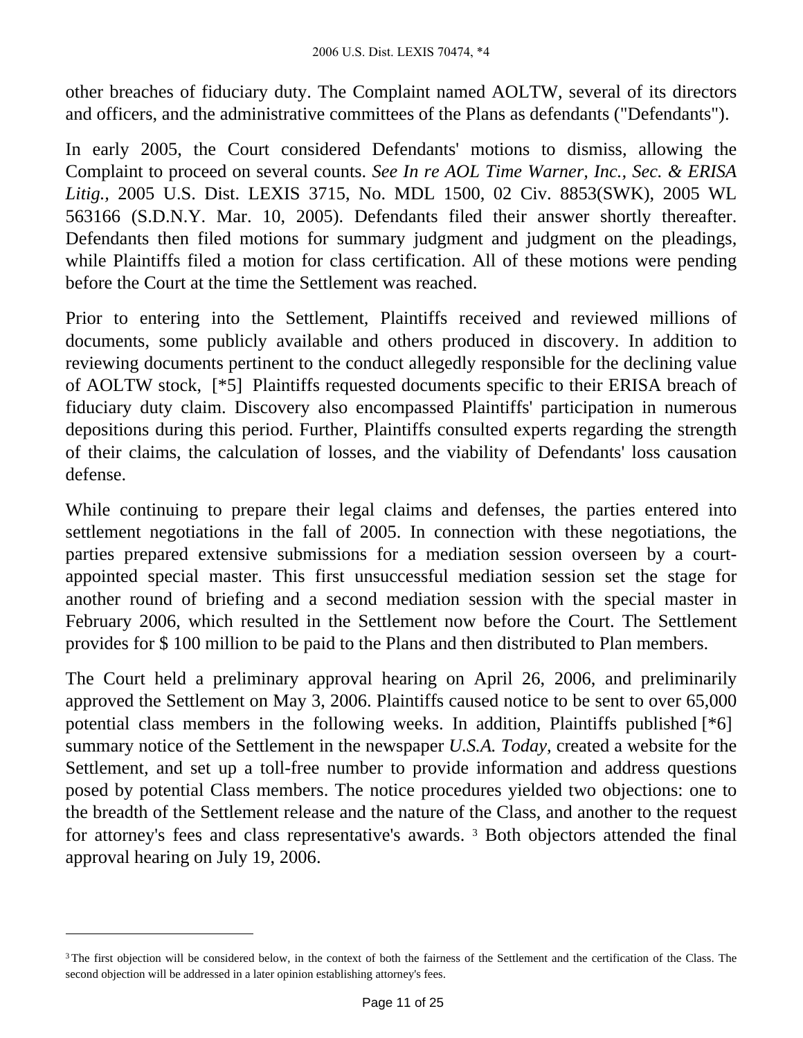other breaches of fiduciary duty. The Complaint named AOLTW, several of its directors and officers, and the administrative committees of the Plans as defendants ("Defendants").

In early 2005, the Court considered Defendants' motions to dismiss, allowing the Complaint to proceed on several counts. *See In re AOL Time Warner, Inc., Sec. & ERISA Litig.*, 2005 U.S. Dist. LEXIS 3715, No. MDL 1500, 02 Civ. 8853(SWK), 2005 WL 563166 (S.D.N.Y. Mar. 10, 2005). Defendants filed their answer shortly thereafter. Defendants then filed motions for summary judgment and judgment on the pleadings, while Plaintiffs filed a motion for class certification. All of these motions were pending before the Court at the time the Settlement was reached.

Prior to entering into the Settlement, Plaintiffs received and reviewed millions of documents, some publicly available and others produced in discovery. In addition to reviewing documents pertinent to the conduct allegedly responsible for the declining value of AOLTW stock, [*5] Plaintiffs requested documents specific to their ERISA breach of fiduciary duty claim. Discovery also encompassed Plaintiffs' participation in numerous depositions during this period. Further, Plaintiffs consulted experts regarding the strength of their claims, the calculation of losses, and the viability of Defendants' loss causation defense.

While continuing to prepare their legal claims and defenses, the parties entered into settlement negotiations in the fall of 2005. In connection with these negotiations, the parties prepared extensive submissions for a mediation session overseen by a court-appointed special master. This first unsuccessful mediation session set the stage for another round of briefing and a second mediation session with the special master in February 2006, which resulted in the Settlement now before the Court. The Settlement provides for $ 100 million to be paid to the Plans and then distributed to Plan members.

The Court held a preliminary approval hearing on April 26, 2006, and preliminarily approved the Settlement on May 3, 2006. Plaintiffs caused notice to be sent to over 65,000 potential class members in the following weeks. In addition, Plaintiffs published [*6] summary notice of the Settlement in the newspaper *U.S.A. Today*, created a website for the Settlement, and set up a toll-free number to provide information and address questions posed by potential Class members. The notice procedures yielded two objections: one to the breadth of the Settlement release and the nature of the Class, and another to the request for attorney's fees and class representative's awards. [3] Both objectors attended the final approval hearing on July 19, 2006.

---

[3] The first objection will be considered below, in the context of both the fairness of the Settlement and the certification of the Class. The second objection will be addressed in a later opinion establishing attorney's fees.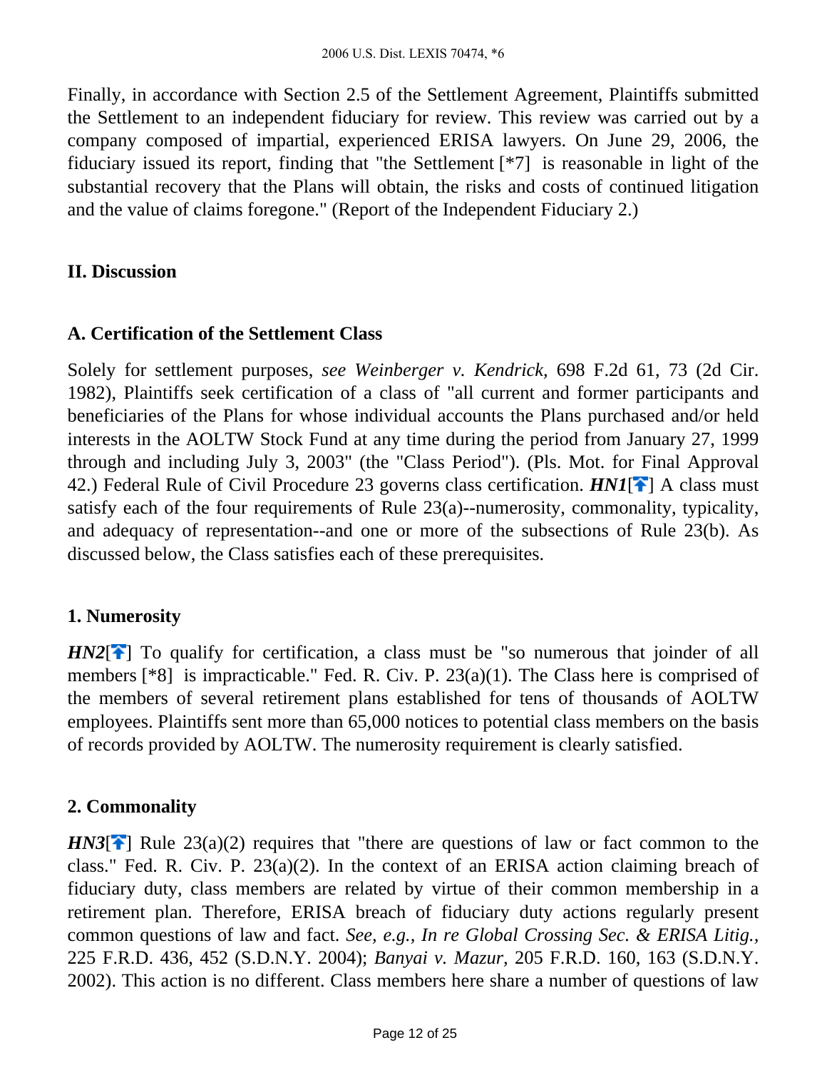Finally, in accordance with Section 2.5 of the Settlement Agreement, Plaintiffs submitted the Settlement to an independent fiduciary for review. This review was carried out by a company composed of impartial, experienced ERISA lawyers. On June 29, 2006, the fiduciary issued its report, finding that "the Settlement [*7] is reasonable in light of the substantial recovery that the Plans will obtain, the risks and costs of continued litigation and the value of claims foregone." (Report of the Independent Fiduciary 2.)

## II. Discussion

### A. Certification of the Settlement Class

Solely for settlement purposes, *see Weinberger v. Kendrick*, 698 F.2d 61, 73 (2d Cir. 1982), Plaintiffs seek certification of a class of "all current and former participants and beneficiaries of the Plans for whose individual accounts the Plans purchased and/or held interests in the AOLTW Stock Fund at any time during the period from January 27, 1999 through and including July 3, 2003" (the "Class Period"). (Pls. Mot. for Final Approval 42.) Federal Rule of Civil Procedure 23 governs class certification. ***HN1***[🡅] A class must satisfy each of the four requirements of Rule 23(a)--numerosity, commonality, typicality, and adequacy of representation--and one or more of the subsections of Rule 23(b). As discussed below, the Class satisfies each of these prerequisites.

#### 1. Numerosity

***HN2***[🡅] To qualify for certification, a class must be "so numerous that joinder of all members [*8] is impracticable." Fed. R. Civ. P. 23(a)(1). The Class here is comprised of the members of several retirement plans established for tens of thousands of AOLTW employees. Plaintiffs sent more than 65,000 notices to potential class members on the basis of records provided by AOLTW. The numerosity requirement is clearly satisfied.

#### 2. Commonality

***HN3***[🡅] Rule 23(a)(2) requires that "there are questions of law or fact common to the class." Fed. R. Civ. P. 23(a)(2). In the context of an ERISA action claiming breach of fiduciary duty, class members are related by virtue of their common membership in a retirement plan. Therefore, ERISA breach of fiduciary duty actions regularly present common questions of law and fact. *See, e.g., In re Global Crossing Sec. & ERISA Litig.*, 225 F.R.D. 436, 452 (S.D.N.Y. 2004); *Banyai v. Mazur*, 205 F.R.D. 160, 163 (S.D.N.Y. 2002). This action is no different. Class members here share a number of questions of law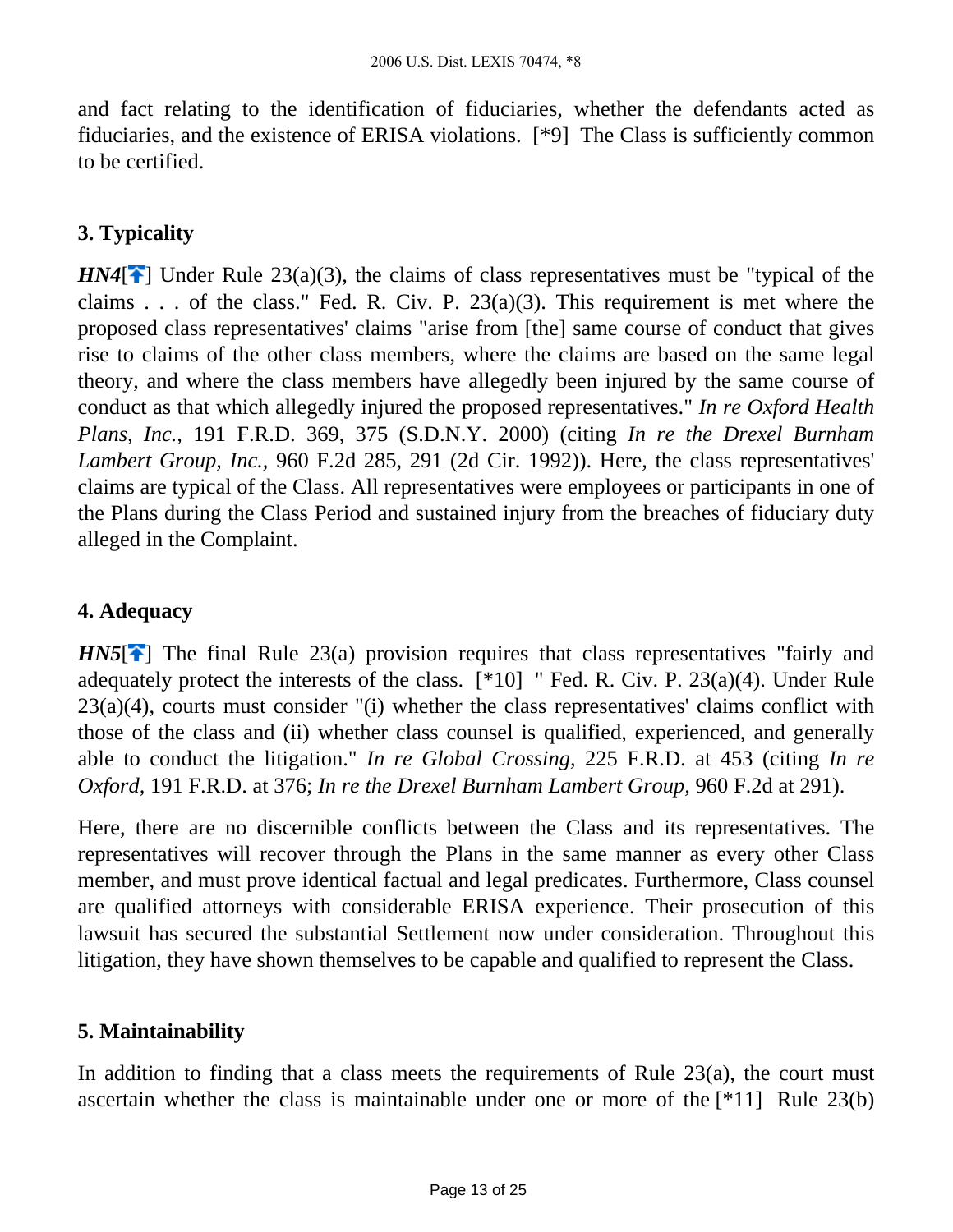and fact relating to the identification of fiduciaries, whether the defendants acted as fiduciaries, and the existence of ERISA violations. [*9] The Class is sufficiently common to be certified.

### 3. Typicality

***HN4***[] Under Rule 23(a)(3), the claims of class representatives must be "typical of the claims . . . of the class." Fed. R. Civ. P. 23(a)(3). This requirement is met where the proposed class representatives' claims "arise from [the] same course of conduct that gives rise to claims of the other class members, where the claims are based on the same legal theory, and where the class members have allegedly been injured by the same course of conduct as that which allegedly injured the proposed representatives." *In re Oxford Health Plans, Inc.,* 191 F.R.D. 369, 375 (S.D.N.Y. 2000) (citing *In re the Drexel Burnham Lambert Group, Inc.,* 960 F.2d 285, 291 (2d Cir. 1992)). Here, the class representatives' claims are typical of the Class. All representatives were employees or participants in one of the Plans during the Class Period and sustained injury from the breaches of fiduciary duty alleged in the Complaint.

### 4. Adequacy

***HN5***[] The final Rule 23(a) provision requires that class representatives "fairly and adequately protect the interests of the class. [*10] " Fed. R. Civ. P. 23(a)(4). Under Rule 23(a)(4), courts must consider "(i) whether the class representatives' claims conflict with those of the class and (ii) whether class counsel is qualified, experienced, and generally able to conduct the litigation." *In re Global Crossing,* 225 F.R.D. at 453 (citing *In re Oxford,* 191 F.R.D. at 376; *In re the Drexel Burnham Lambert Group,* 960 F.2d at 291).

Here, there are no discernible conflicts between the Class and its representatives. The representatives will recover through the Plans in the same manner as every other Class member, and must prove identical factual and legal predicates. Furthermore, Class counsel are qualified attorneys with considerable ERISA experience. Their prosecution of this lawsuit has secured the substantial Settlement now under consideration. Throughout this litigation, they have shown themselves to be capable and qualified to represent the Class.

### 5. Maintainability

In addition to finding that a class meets the requirements of Rule 23(a), the court must ascertain whether the class is maintainable under one or more of the [*11] Rule 23(b)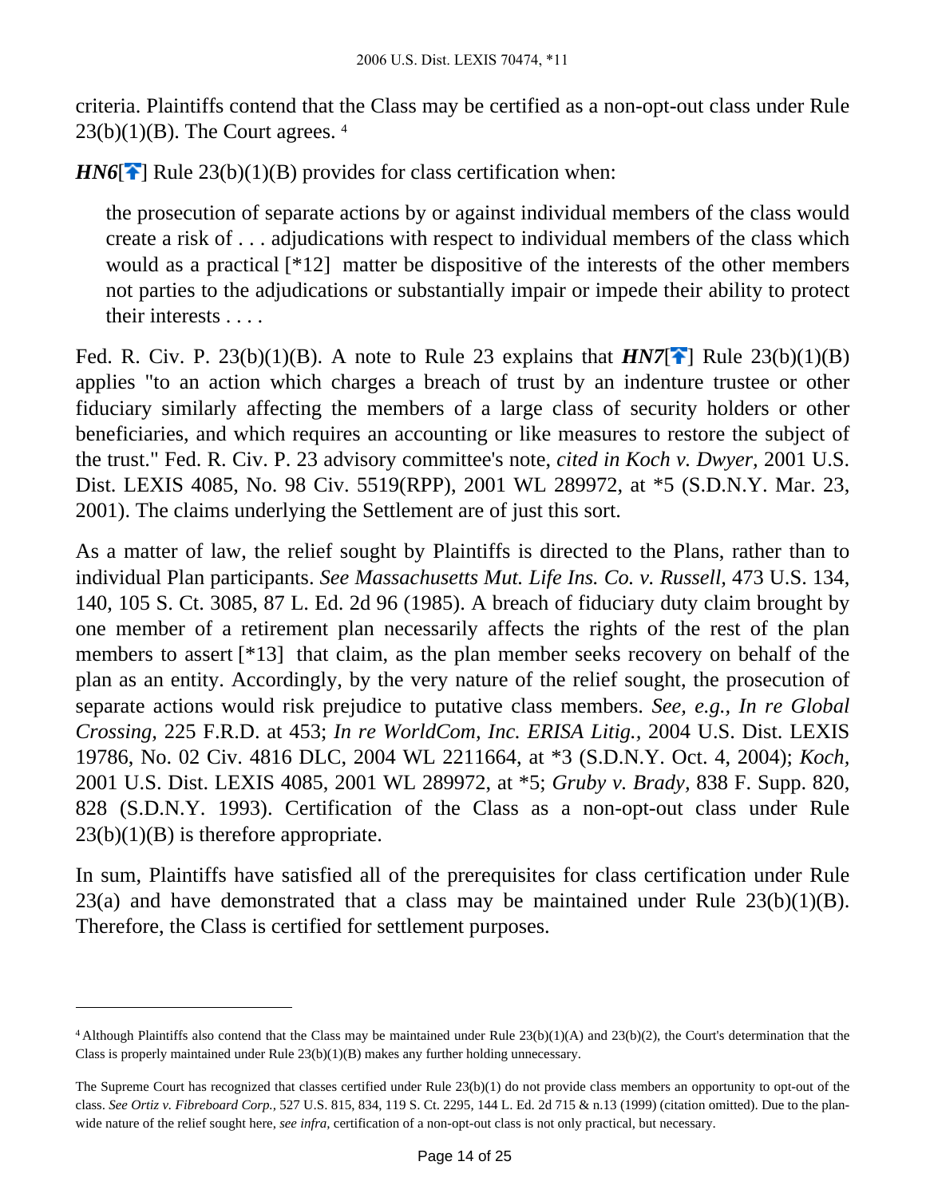criteria. Plaintiffs contend that the Class may be certified as a non-opt-out class under Rule 23(b)(1)(B). The Court agrees. [4]

***HN6***[↑] Rule 23(b)(1)(B) provides for class certification when:

> the prosecution of separate actions by or against individual members of the class would create a risk of . . . adjudications with respect to individual members of the class which would as a practical [*12] matter be dispositive of the interests of the other members not parties to the adjudications or substantially impair or impede their ability to protect their interests . . . .

Fed. R. Civ. P. 23(b)(1)(B). A note to Rule 23 explains that ***HN7***[↑] Rule 23(b)(1)(B) applies "to an action which charges a breach of trust by an indenture trustee or other fiduciary similarly affecting the members of a large class of security holders or other beneficiaries, and which requires an accounting or like measures to restore the subject of the trust." Fed. R. Civ. P. 23 advisory committee's note, *cited in Koch v. Dwyer*, 2001 U.S. Dist. LEXIS 4085, No. 98 Civ. 5519(RPP), 2001 WL 289972, at *5 (S.D.N.Y. Mar. 23, 2001). The claims underlying the Settlement are of just this sort.

As a matter of law, the relief sought by Plaintiffs is directed to the Plans, rather than to individual Plan participants. *See Massachusetts Mut. Life Ins. Co. v. Russell,* 473 U.S. 134, 140, 105 S. Ct. 3085, 87 L. Ed. 2d 96 (1985). A breach of fiduciary duty claim brought by one member of a retirement plan necessarily affects the rights of the rest of the plan members to assert [*13] that claim, as the plan member seeks recovery on behalf of the plan as an entity. Accordingly, by the very nature of the relief sought, the prosecution of separate actions would risk prejudice to putative class members. *See, e.g., In re Global Crossing*, 225 F.R.D. at 453; *In re WorldCom, Inc. ERISA Litig.*, 2004 U.S. Dist. LEXIS 19786, No. 02 Civ. 4816 DLC, 2004 WL 2211664, at *3 (S.D.N.Y. Oct. 4, 2004); *Koch*, 2001 U.S. Dist. LEXIS 4085, 2001 WL 289972, at *5; *Gruby v. Brady*, 838 F. Supp. 820, 828 (S.D.N.Y. 1993). Certification of the Class as a non-opt-out class under Rule 23(b)(1)(B) is therefore appropriate.

In sum, Plaintiffs have satisfied all of the prerequisites for class certification under Rule 23(a) and have demonstrated that a class may be maintained under Rule 23(b)(1)(B). Therefore, the Class is certified for settlement purposes.

---

[4] Although Plaintiffs also contend that the Class may be maintained under Rule 23(b)(1)(A) and 23(b)(2), the Court's determination that the Class is properly maintained under Rule 23(b)(1)(B) makes any further holding unnecessary.

The Supreme Court has recognized that classes certified under Rule 23(b)(1) do not provide class members an opportunity to opt-out of the class. *See Ortiz v. Fibreboard Corp.,* 527 U.S. 815, 834, 119 S. Ct. 2295, 144 L. Ed. 2d 715 & n.13 (1999) (citation omitted). Due to the plan-wide nature of the relief sought here, *see infra*, certification of a non-opt-out class is not only practical, but necessary.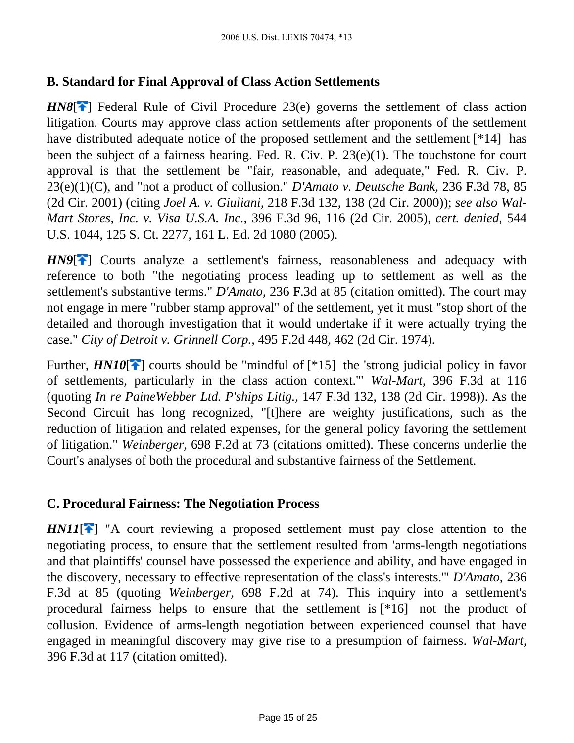### B. Standard for Final Approval of Class Action Settlements

***HN8***[] Federal Rule of Civil Procedure 23(e) governs the settlement of class action litigation. Courts may approve class action settlements after proponents of the settlement have distributed adequate notice of the proposed settlement and the settlement [*14] has been the subject of a fairness hearing. Fed. R. Civ. P. 23(e)(1). The touchstone for court approval is that the settlement be "fair, reasonable, and adequate," Fed. R. Civ. P. 23(e)(1)(C), and "not a product of collusion." *D'Amato v. Deutsche Bank,* 236 F.3d 78, 85 (2d Cir. 2001) (citing *Joel A. v. Giuliani,* 218 F.3d 132, 138 (2d Cir. 2000)); *see also Wal-Mart Stores, Inc. v. Visa U.S.A. Inc.,* 396 F.3d 96, 116 (2d Cir. 2005), *cert. denied,* 544 U.S. 1044, 125 S. Ct. 2277, 161 L. Ed. 2d 1080 (2005).

***HN9***[] Courts analyze a settlement's fairness, reasonableness and adequacy with reference to both "the negotiating process leading up to settlement as well as the settlement's substantive terms." *D'Amato,* 236 F.3d at 85 (citation omitted). The court may not engage in mere "rubber stamp approval" of the settlement, yet it must "stop short of the detailed and thorough investigation that it would undertake if it were actually trying the case." *City of Detroit v. Grinnell Corp.,* 495 F.2d 448, 462 (2d Cir. 1974).

Further, ***HN10***[] courts should be "mindful of [*15] the 'strong judicial policy in favor of settlements, particularly in the class action context.'" *Wal-Mart,* 396 F.3d at 116 (quoting *In re PaineWebber Ltd. P'ships Litig.,* 147 F.3d 132, 138 (2d Cir. 1998)). As the Second Circuit has long recognized, "[t]here are weighty justifications, such as the reduction of litigation and related expenses, for the general policy favoring the settlement of litigation." *Weinberger,* 698 F.2d at 73 (citations omitted). These concerns underlie the Court's analyses of both the procedural and substantive fairness of the Settlement.

### C. Procedural Fairness: The Negotiation Process

***HN11***[] "A court reviewing a proposed settlement must pay close attention to the negotiating process, to ensure that the settlement resulted from 'arms-length negotiations and that plaintiffs' counsel have possessed the experience and ability, and have engaged in the discovery, necessary to effective representation of the class's interests.'" *D'Amato,* 236 F.3d at 85 (quoting *Weinberger,* 698 F.2d at 74). This inquiry into a settlement's procedural fairness helps to ensure that the settlement is [*16] not the product of collusion. Evidence of arms-length negotiation between experienced counsel that have engaged in meaningful discovery may give rise to a presumption of fairness. *Wal-Mart,* 396 F.3d at 117 (citation omitted).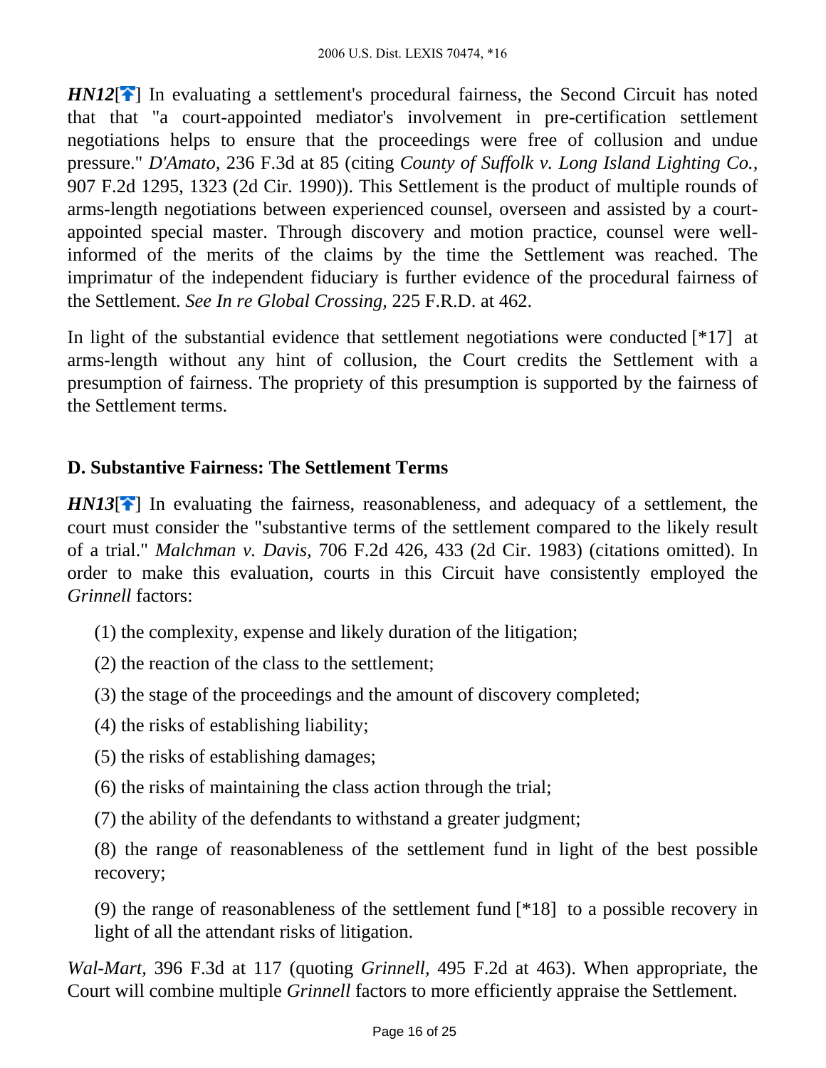***HN12***[] In evaluating a settlement's procedural fairness, the Second Circuit has noted that that "a court-appointed mediator's involvement in pre-certification settlement negotiations helps to ensure that the proceedings were free of collusion and undue pressure." *D'Amato,* 236 F.3d at 85 (citing *County of Suffolk v. Long Island Lighting Co.,* 907 F.2d 1295, 1323 (2d Cir. 1990)). This Settlement is the product of multiple rounds of arms-length negotiations between experienced counsel, overseen and assisted by a court-appointed special master. Through discovery and motion practice, counsel were well-informed of the merits of the claims by the time the Settlement was reached. The imprimatur of the independent fiduciary is further evidence of the procedural fairness of the Settlement. *See In re Global Crossing,* 225 F.R.D. at 462.

In light of the substantial evidence that settlement negotiations were conducted [*17] at arms-length without any hint of collusion, the Court credits the Settlement with a presumption of fairness. The propriety of this presumption is supported by the fairness of the Settlement terms.

### D. Substantive Fairness: The Settlement Terms

***HN13***[] In evaluating the fairness, reasonableness, and adequacy of a settlement, the court must consider the "substantive terms of the settlement compared to the likely result of a trial." *Malchman v. Davis,* 706 F.2d 426, 433 (2d Cir. 1983) (citations omitted). In order to make this evaluation, courts in this Circuit have consistently employed the *Grinnell* factors:

(1) the complexity, expense and likely duration of the litigation;

(2) the reaction of the class to the settlement;

(3) the stage of the proceedings and the amount of discovery completed;

(4) the risks of establishing liability;

(5) the risks of establishing damages;

(6) the risks of maintaining the class action through the trial;

(7) the ability of the defendants to withstand a greater judgment;

(8) the range of reasonableness of the settlement fund in light of the best possible recovery;

(9) the range of reasonableness of the settlement fund [*18] to a possible recovery in light of all the attendant risks of litigation.

*Wal-Mart,* 396 F.3d at 117 (quoting *Grinnell,* 495 F.2d at 463). When appropriate, the Court will combine multiple *Grinnell* factors to more efficiently appraise the Settlement.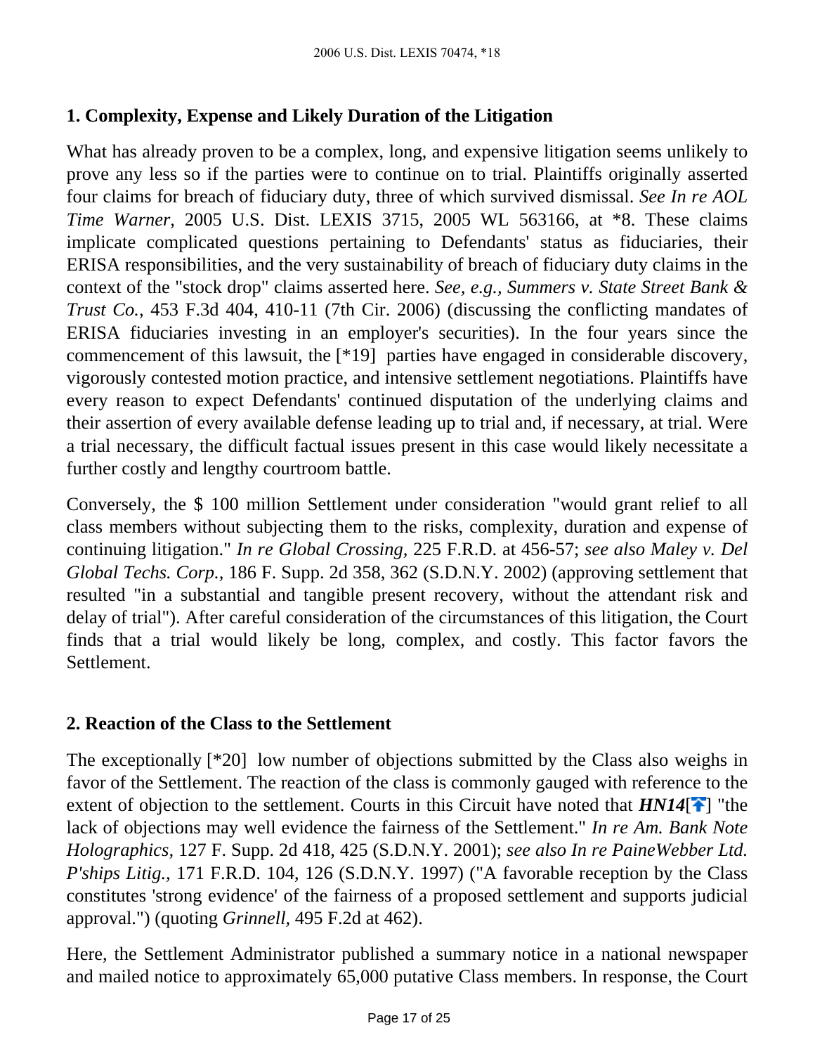### 1. Complexity, Expense and Likely Duration of the Litigation

What has already proven to be a complex, long, and expensive litigation seems unlikely to prove any less so if the parties were to continue on to trial. Plaintiffs originally asserted four claims for breach of fiduciary duty, three of which survived dismissal. *See In re AOL Time Warner,* 2005 U.S. Dist. LEXIS 3715, 2005 WL 563166, at *8. These claims implicate complicated questions pertaining to Defendants' status as fiduciaries, their ERISA responsibilities, and the very sustainability of breach of fiduciary duty claims in the context of the "stock drop" claims asserted here. *See, e.g., Summers v. State Street Bank & Trust Co.,* 453 F.3d 404, 410-11 (7th Cir. 2006) (discussing the conflicting mandates of ERISA fiduciaries investing in an employer's securities). In the four years since the commencement of this lawsuit, the [*19] parties have engaged in considerable discovery, vigorously contested motion practice, and intensive settlement negotiations. Plaintiffs have every reason to expect Defendants' continued disputation of the underlying claims and their assertion of every available defense leading up to trial and, if necessary, at trial. Were a trial necessary, the difficult factual issues present in this case would likely necessitate a further costly and lengthy courtroom battle.

Conversely, the $ 100 million Settlement under consideration "would grant relief to all class members without subjecting them to the risks, complexity, duration and expense of continuing litigation." *In re Global Crossing,* 225 F.R.D. at 456-57; *see also Maley v. Del Global Techs. Corp.,* 186 F. Supp. 2d 358, 362 (S.D.N.Y. 2002) (approving settlement that resulted "in a substantial and tangible present recovery, without the attendant risk and delay of trial"). After careful consideration of the circumstances of this litigation, the Court finds that a trial would likely be long, complex, and costly. This factor favors the Settlement.

### 2. Reaction of the Class to the Settlement

The exceptionally [*20] low number of objections submitted by the Class also weighs in favor of the Settlement. The reaction of the class is commonly gauged with reference to the extent of objection to the settlement. Courts in this Circuit have noted that ***HN14***[] "the lack of objections may well evidence the fairness of the Settlement." *In re Am. Bank Note Holographics,* 127 F. Supp. 2d 418, 425 (S.D.N.Y. 2001); *see also In re PaineWebber Ltd. P'ships Litig.,* 171 F.R.D. 104, 126 (S.D.N.Y. 1997) ("A favorable reception by the Class constitutes 'strong evidence' of the fairness of a proposed settlement and supports judicial approval.") (quoting *Grinnell,* 495 F.2d at 462).

Here, the Settlement Administrator published a summary notice in a national newspaper and mailed notice to approximately 65,000 putative Class members. In response, the Court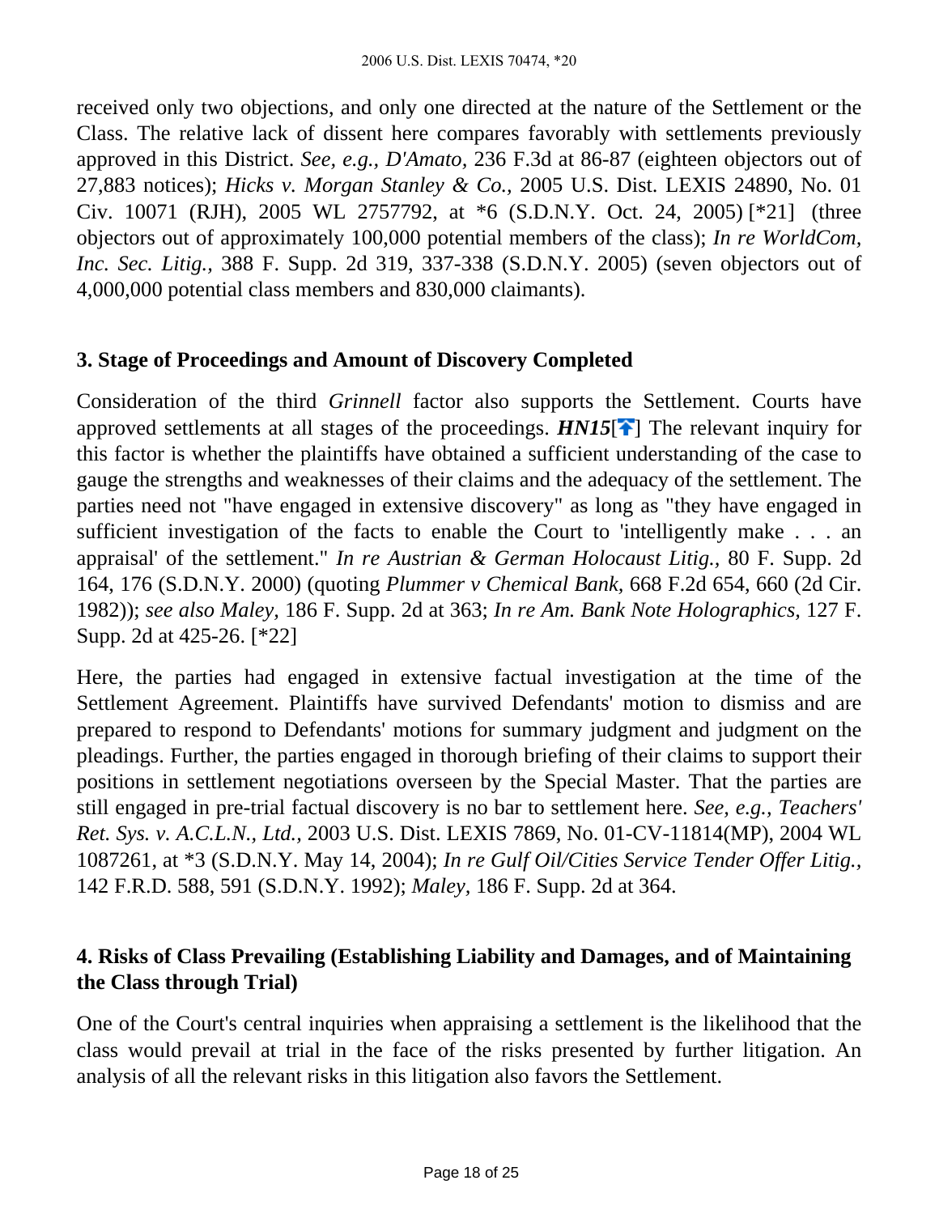received only two objections, and only one directed at the nature of the Settlement or the Class. The relative lack of dissent here compares favorably with settlements previously approved in this District. *See, e.g., D'Amato,* 236 F.3d at 86-87 (eighteen objectors out of 27,883 notices); *Hicks v. Morgan Stanley & Co.,* 2005 U.S. Dist. LEXIS 24890, No. 01 Civ. 10071 (RJH), 2005 WL 2757792, at *6 (S.D.N.Y. Oct. 24, 2005) [*21] (three objectors out of approximately 100,000 potential members of the class); *In re WorldCom, Inc. Sec. Litig.,* 388 F. Supp. 2d 319, 337-338 (S.D.N.Y. 2005) (seven objectors out of 4,000,000 potential class members and 830,000 claimants).

### 3. Stage of Proceedings and Amount of Discovery Completed

Consideration of the third *Grinnell* factor also supports the Settlement. Courts have approved settlements at all stages of the proceedings. ***HN15***[] The relevant inquiry for this factor is whether the plaintiffs have obtained a sufficient understanding of the case to gauge the strengths and weaknesses of their claims and the adequacy of the settlement. The parties need not "have engaged in extensive discovery" as long as "they have engaged in sufficient investigation of the facts to enable the Court to 'intelligently make . . . an appraisal' of the settlement." *In re Austrian & German Holocaust Litig.,* 80 F. Supp. 2d 164, 176 (S.D.N.Y. 2000) (quoting *Plummer v Chemical Bank,* 668 F.2d 654, 660 (2d Cir. 1982)); *see also Maley,* 186 F. Supp. 2d at 363; *In re Am. Bank Note Holographics,* 127 F. Supp. 2d at 425-26. [*22]

Here, the parties had engaged in extensive factual investigation at the time of the Settlement Agreement. Plaintiffs have survived Defendants' motion to dismiss and are prepared to respond to Defendants' motions for summary judgment and judgment on the pleadings. Further, the parties engaged in thorough briefing of their claims to support their positions in settlement negotiations overseen by the Special Master. That the parties are still engaged in pre-trial factual discovery is no bar to settlement here. *See, e.g., Teachers' Ret. Sys. v. A.C.L.N., Ltd.,* 2003 U.S. Dist. LEXIS 7869, No. 01-CV-11814(MP), 2004 WL 1087261, at *3 (S.D.N.Y. May 14, 2004); *In re Gulf Oil/Cities Service Tender Offer Litig.,* 142 F.R.D. 588, 591 (S.D.N.Y. 1992); *Maley,* 186 F. Supp. 2d at 364.

### 4. Risks of Class Prevailing (Establishing Liability and Damages, and of Maintaining the Class through Trial)

One of the Court's central inquiries when appraising a settlement is the likelihood that the class would prevail at trial in the face of the risks presented by further litigation. An analysis of all the relevant risks in this litigation also favors the Settlement.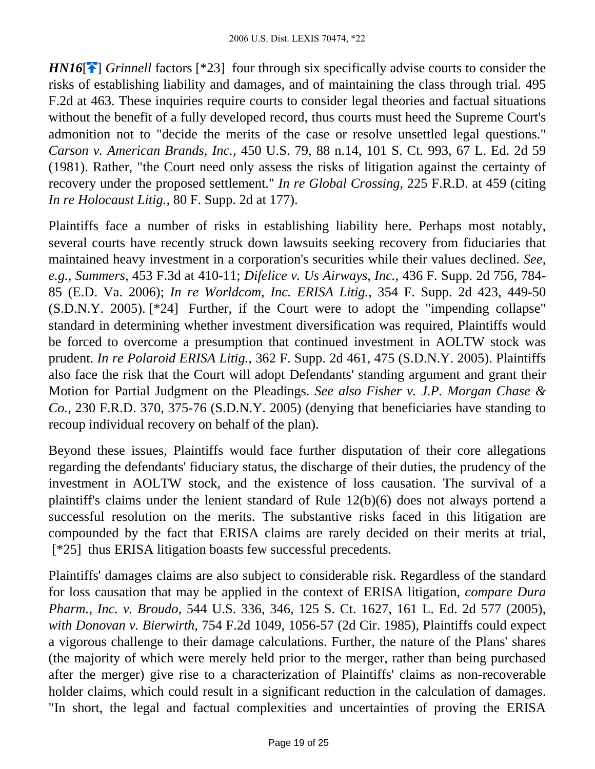***HN16***[] *Grinnell* factors [*23] four through six specifically advise courts to consider the risks of establishing liability and damages, and of maintaining the class through trial. 495 F.2d at 463. These inquiries require courts to consider legal theories and factual situations without the benefit of a fully developed record, thus courts must heed the Supreme Court's admonition not to "decide the merits of the case or resolve unsettled legal questions." *Carson v. American Brands, Inc.,* 450 U.S. 79, 88 n.14, 101 S. Ct. 993, 67 L. Ed. 2d 59 (1981). Rather, "the Court need only assess the risks of litigation against the certainty of recovery under the proposed settlement." *In re Global Crossing,* 225 F.R.D. at 459 (citing *In re Holocaust Litig.,* 80 F. Supp. 2d at 177).

Plaintiffs face a number of risks in establishing liability here. Perhaps most notably, several courts have recently struck down lawsuits seeking recovery from fiduciaries that maintained heavy investment in a corporation's securities while their values declined. *See, e.g., Summers,* 453 F.3d at 410-11; *Difelice v. Us Airways, Inc.,* 436 F. Supp. 2d 756, 784-85 (E.D. Va. 2006); *In re Worldcom, Inc. ERISA Litig.,* 354 F. Supp. 2d 423, 449-50 (S.D.N.Y. 2005). [*24] Further, if the Court were to adopt the "impending collapse" standard in determining whether investment diversification was required, Plaintiffs would be forced to overcome a presumption that continued investment in AOLTW stock was prudent. *In re Polaroid ERISA Litig.,* 362 F. Supp. 2d 461, 475 (S.D.N.Y. 2005). Plaintiffs also face the risk that the Court will adopt Defendants' standing argument and grant their Motion for Partial Judgment on the Pleadings. *See also Fisher v. J.P. Morgan Chase & Co.,* 230 F.R.D. 370, 375-76 (S.D.N.Y. 2005) (denying that beneficiaries have standing to recoup individual recovery on behalf of the plan).

Beyond these issues, Plaintiffs would face further disputation of their core allegations regarding the defendants' fiduciary status, the discharge of their duties, the prudency of the investment in AOLTW stock, and the existence of loss causation. The survival of a plaintiff's claims under the lenient standard of Rule 12(b)(6) does not always portend a successful resolution on the merits. The substantive risks faced in this litigation are compounded by the fact that ERISA claims are rarely decided on their merits at trial, [*25] thus ERISA litigation boasts few successful precedents.

Plaintiffs' damages claims are also subject to considerable risk. Regardless of the standard for loss causation that may be applied in the context of ERISA litigation, *compare Dura Pharm., Inc. v. Broudo,* 544 U.S. 336, 346, 125 S. Ct. 1627, 161 L. Ed. 2d 577 (2005), *with Donovan v. Bierwirth,* 754 F.2d 1049, 1056-57 (2d Cir. 1985), Plaintiffs could expect a vigorous challenge to their damage calculations. Further, the nature of the Plans' shares (the majority of which were merely held prior to the merger, rather than being purchased after the merger) give rise to a characterization of Plaintiffs' claims as non-recoverable holder claims, which could result in a significant reduction in the calculation of damages. "In short, the legal and factual complexities and uncertainties of proving the ERISA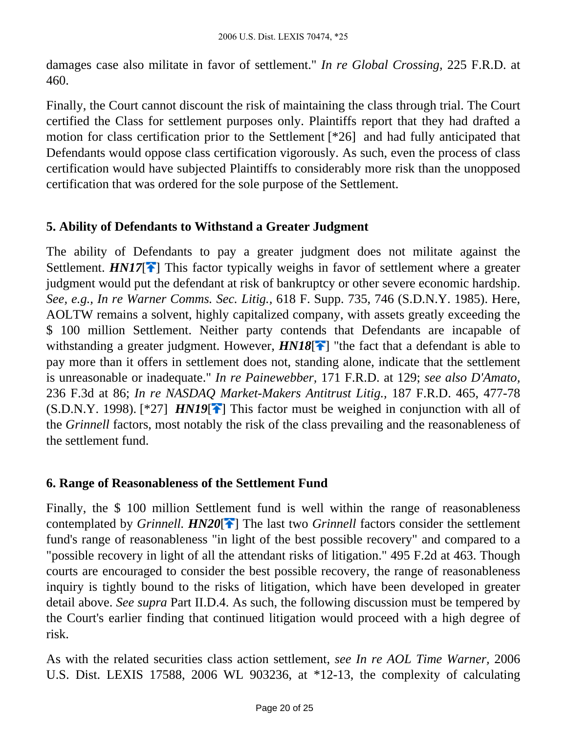damages case also militate in favor of settlement." *In re Global Crossing,* 225 F.R.D. at 460.

Finally, the Court cannot discount the risk of maintaining the class through trial. The Court certified the Class for settlement purposes only. Plaintiffs report that they had drafted a motion for class certification prior to the Settlement [*26] and had fully anticipated that Defendants would oppose class certification vigorously. As such, even the process of class certification would have subjected Plaintiffs to considerably more risk than the unopposed certification that was ordered for the sole purpose of the Settlement.

### 5. Ability of Defendants to Withstand a Greater Judgment

The ability of Defendants to pay a greater judgment does not militate against the Settlement. ***HN17***[🔝] This factor typically weighs in favor of settlement where a greater judgment would put the defendant at risk of bankruptcy or other severe economic hardship. *See, e.g., In re Warner Comms. Sec. Litig.,* 618 F. Supp. 735, 746 (S.D.N.Y. 1985). Here, AOLTW remains a solvent, highly capitalized company, with assets greatly exceeding the $ 100 million Settlement. Neither party contends that Defendants are incapable of withstanding a greater judgment. However, ***HN18***[🔝] "the fact that a defendant is able to pay more than it offers in settlement does not, standing alone, indicate that the settlement is unreasonable or inadequate." *In re Painewebber,* 171 F.R.D. at 129; *see also D'Amato,* 236 F.3d at 86; *In re NASDAQ Market-Makers Antitrust Litig.,* 187 F.R.D. 465, 477-78 (S.D.N.Y. 1998). [*27] ***HN19***[🔝] This factor must be weighed in conjunction with all of the *Grinnell* factors, most notably the risk of the class prevailing and the reasonableness of the settlement fund.

### 6. Range of Reasonableness of the Settlement Fund

Finally, the $ 100 million Settlement fund is well within the range of reasonableness contemplated by *Grinnell.* ***HN20***[🔝] The last two *Grinnell* factors consider the settlement fund's range of reasonableness "in light of the best possible recovery" and compared to a "possible recovery in light of all the attendant risks of litigation." 495 F.2d at 463. Though courts are encouraged to consider the best possible recovery, the range of reasonableness inquiry is tightly bound to the risks of litigation, which have been developed in greater detail above. *See supra* Part II.D.4. As such, the following discussion must be tempered by the Court's earlier finding that continued litigation would proceed with a high degree of risk.

As with the related securities class action settlement, *see In re AOL Time Warner,* 2006 U.S. Dist. LEXIS 17588, 2006 WL 903236, at *12-13, the complexity of calculating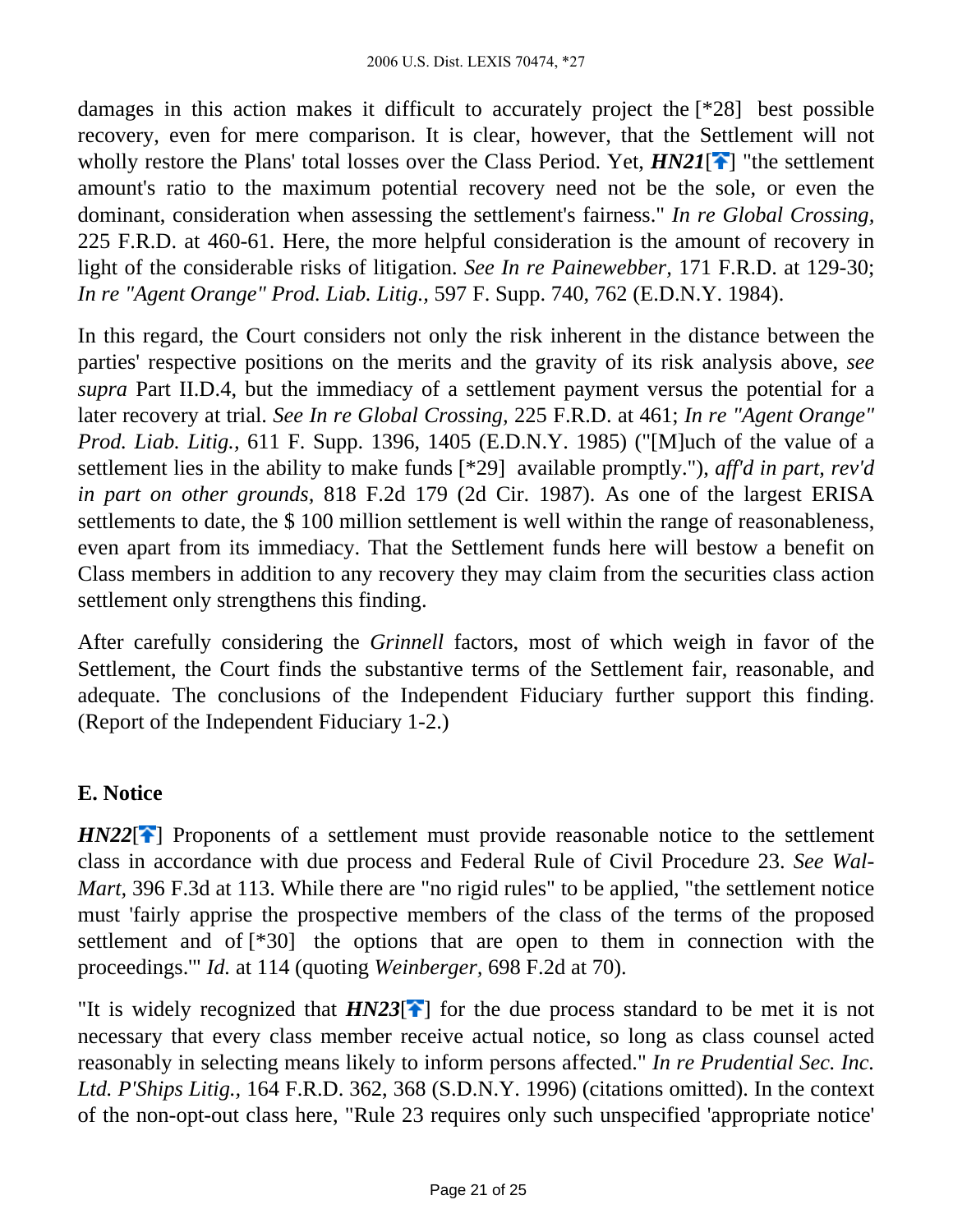damages in this action makes it difficult to accurately project the [*28] best possible recovery, even for mere comparison. It is clear, however, that the Settlement will not wholly restore the Plans' total losses over the Class Period. Yet, ***HN21***[] "the settlement amount's ratio to the maximum potential recovery need not be the sole, or even the dominant, consideration when assessing the settlement's fairness." *In re Global Crossing*, 225 F.R.D. at 460-61. Here, the more helpful consideration is the amount of recovery in light of the considerable risks of litigation. *See In re Painewebber*, 171 F.R.D. at 129-30; *In re "Agent Orange" Prod. Liab. Litig.*, 597 F. Supp. 740, 762 (E.D.N.Y. 1984).

In this regard, the Court considers not only the risk inherent in the distance between the parties' respective positions on the merits and the gravity of its risk analysis above, *see supra* Part II.D.4, but the immediacy of a settlement payment versus the potential for a later recovery at trial. *See In re Global Crossing*, 225 F.R.D. at 461; *In re "Agent Orange" Prod. Liab. Litig.*, 611 F. Supp. 1396, 1405 (E.D.N.Y. 1985) ("[M]uch of the value of a settlement lies in the ability to make funds [*29] available promptly."), *aff'd in part, rev'd in part on other grounds*, 818 F.2d 179 (2d Cir. 1987). As one of the largest ERISA settlements to date, the $ 100 million settlement is well within the range of reasonableness, even apart from its immediacy. That the Settlement funds here will bestow a benefit on Class members in addition to any recovery they may claim from the securities class action settlement only strengthens this finding.

After carefully considering the *Grinnell* factors, most of which weigh in favor of the Settlement, the Court finds the substantive terms of the Settlement fair, reasonable, and adequate. The conclusions of the Independent Fiduciary further support this finding. (Report of the Independent Fiduciary 1-2.)

## E. Notice

***HN22***[] Proponents of a settlement must provide reasonable notice to the settlement class in accordance with due process and Federal Rule of Civil Procedure 23. *See Wal-Mart*, 396 F.3d at 113. While there are "no rigid rules" to be applied, "the settlement notice must 'fairly apprise the prospective members of the class of the terms of the proposed settlement and of [*30] the options that are open to them in connection with the proceedings.'" *Id.* at 114 (quoting *Weinberger*, 698 F.2d at 70).

"It is widely recognized that ***HN23***[] for the due process standard to be met it is not necessary that every class member receive actual notice, so long as class counsel acted reasonably in selecting means likely to inform persons affected." *In re Prudential Sec. Inc. Ltd. P'Ships Litig.*, 164 F.R.D. 362, 368 (S.D.N.Y. 1996) (citations omitted). In the context of the non-opt-out class here, "Rule 23 requires only such unspecified 'appropriate notice'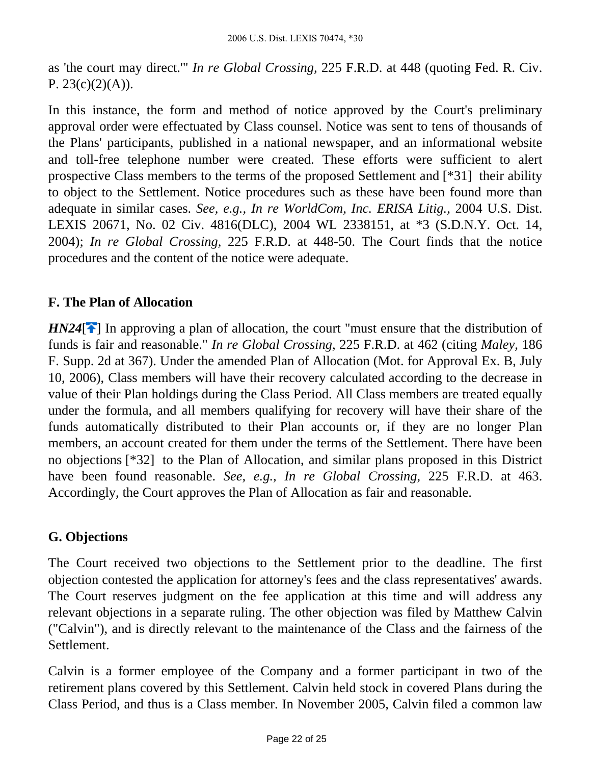as 'the court may direct.'" *In re Global Crossing,* 225 F.R.D. at 448 (quoting Fed. R. Civ. P. 23(c)(2)(A)).

In this instance, the form and method of notice approved by the Court's preliminary approval order were effectuated by Class counsel. Notice was sent to tens of thousands of the Plans' participants, published in a national newspaper, and an informational website and toll-free telephone number were created. These efforts were sufficient to alert prospective Class members to the terms of the proposed Settlement and [*31] their ability to object to the Settlement. Notice procedures such as these have been found more than adequate in similar cases. *See, e.g., In re WorldCom, Inc. ERISA Litig.,* 2004 U.S. Dist. LEXIS 20671, No. 02 Civ. 4816(DLC), 2004 WL 2338151, at *3 (S.D.N.Y. Oct. 14, 2004); *In re Global Crossing,* 225 F.R.D. at 448-50. The Court finds that the notice procedures and the content of the notice were adequate.

### F. The Plan of Allocation

***HN24***[] In approving a plan of allocation, the court "must ensure that the distribution of funds is fair and reasonable." *In re Global Crossing,* 225 F.R.D. at 462 (citing *Maley,* 186 F. Supp. 2d at 367). Under the amended Plan of Allocation (Mot. for Approval Ex. B, July 10, 2006), Class members will have their recovery calculated according to the decrease in value of their Plan holdings during the Class Period. All Class members are treated equally under the formula, and all members qualifying for recovery will have their share of the funds automatically distributed to their Plan accounts or, if they are no longer Plan members, an account created for them under the terms of the Settlement. There have been no objections [*32] to the Plan of Allocation, and similar plans proposed in this District have been found reasonable. *See, e.g., In re Global Crossing,* 225 F.R.D. at 463. Accordingly, the Court approves the Plan of Allocation as fair and reasonable.

### G. Objections

The Court received two objections to the Settlement prior to the deadline. The first objection contested the application for attorney's fees and the class representatives' awards. The Court reserves judgment on the fee application at this time and will address any relevant objections in a separate ruling. The other objection was filed by Matthew Calvin ("Calvin"), and is directly relevant to the maintenance of the Class and the fairness of the Settlement.

Calvin is a former employee of the Company and a former participant in two of the retirement plans covered by this Settlement. Calvin held stock in covered Plans during the Class Period, and thus is a Class member. In November 2005, Calvin filed a common law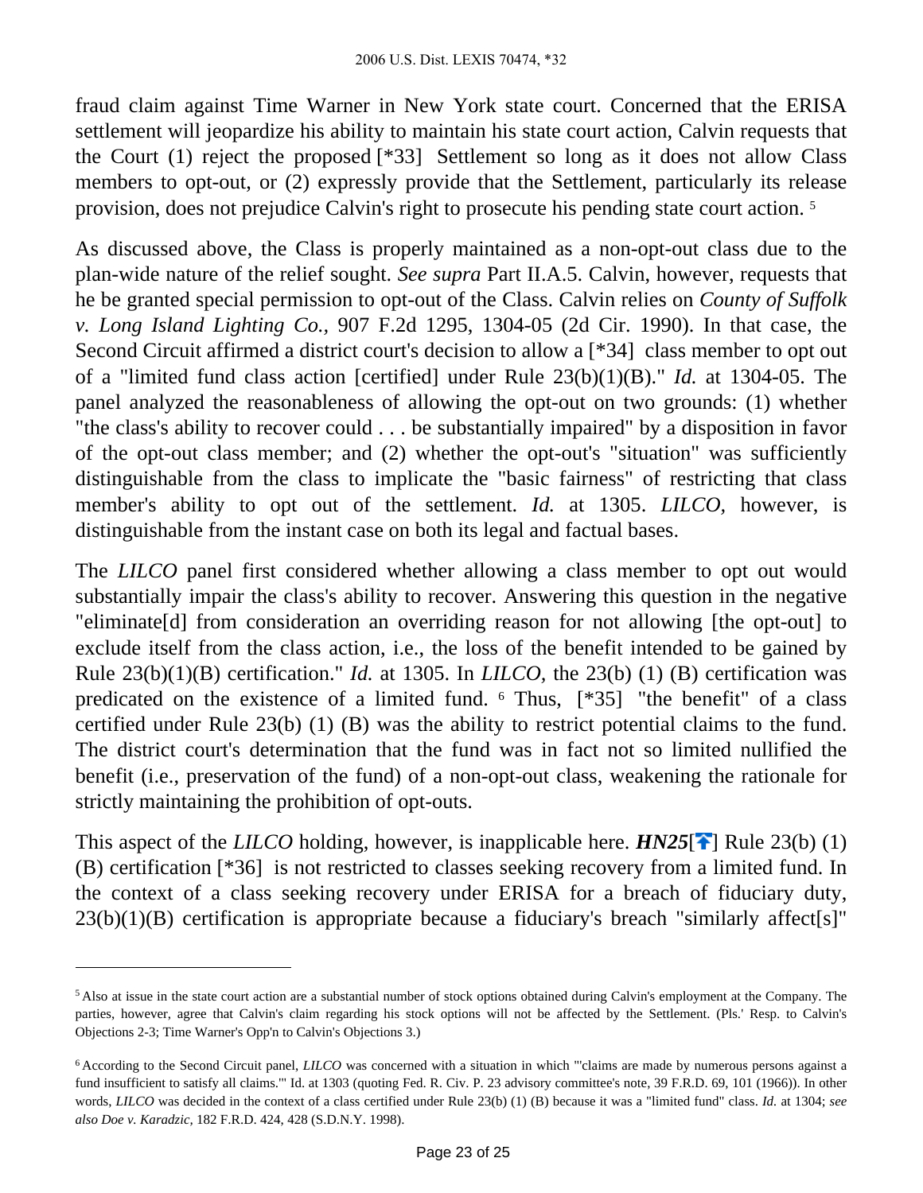fraud claim against Time Warner in New York state court. Concerned that the ERISA settlement will jeopardize his ability to maintain his state court action, Calvin requests that the Court (1) reject the proposed [*33] Settlement so long as it does not allow Class members to opt-out, or (2) expressly provide that the Settlement, particularly its release provision, does not prejudice Calvin's right to prosecute his pending state court action. [5]

As discussed above, the Class is properly maintained as a non-opt-out class due to the plan-wide nature of the relief sought. *See supra* Part II.A.5. Calvin, however, requests that he be granted special permission to opt-out of the Class. Calvin relies on *County of Suffolk v. Long Island Lighting Co.*, 907 F.2d 1295, 1304-05 (2d Cir. 1990). In that case, the Second Circuit affirmed a district court's decision to allow a [*34] class member to opt out of a "limited fund class action [certified] under Rule 23(b)(1)(B)." *Id.* at 1304-05. The panel analyzed the reasonableness of allowing the opt-out on two grounds: (1) whether "the class's ability to recover could . . . be substantially impaired" by a disposition in favor of the opt-out class member; and (2) whether the opt-out's "situation" was sufficiently distinguishable from the class to implicate the "basic fairness" of restricting that class member's ability to opt out of the settlement. *Id.* at 1305. *LILCO*, however, is distinguishable from the instant case on both its legal and factual bases.

The *LILCO* panel first considered whether allowing a class member to opt out would substantially impair the class's ability to recover. Answering this question in the negative "eliminate[d] from consideration an overriding reason for not allowing [the opt-out] to exclude itself from the class action, i.e., the loss of the benefit intended to be gained by Rule 23(b)(1)(B) certification." *Id.* at 1305. In *LILCO*, the 23(b) (1) (B) certification was predicated on the existence of a limited fund. [6] Thus, [*35] "the benefit" of a class certified under Rule 23(b) (1) (B) was the ability to restrict potential claims to the fund. The district court's determination that the fund was in fact not so limited nullified the benefit (i.e., preservation of the fund) of a non-opt-out class, weakening the rationale for strictly maintaining the prohibition of opt-outs.

This aspect of the *LILCO* holding, however, is inapplicable here. ***HN25***[🡅] Rule 23(b) (1) (B) certification [*36] is not restricted to classes seeking recovery from a limited fund. In the context of a class seeking recovery under ERISA for a breach of fiduciary duty, 23(b)(1)(B) certification is appropriate because a fiduciary's breach "similarly affect[s]"

---

[5] Also at issue in the state court action are a substantial number of stock options obtained during Calvin's employment at the Company. The parties, however, agree that Calvin's claim regarding his stock options will not be affected by the Settlement. (Pls.' Resp. to Calvin's Objections 2-3; Time Warner's Opp'n to Calvin's Objections 3.)

[6] According to the Second Circuit panel, *LILCO* was concerned with a situation in which "'claims are made by numerous persons against a fund insufficient to satisfy all claims.'" Id. at 1303 (quoting Fed. R. Civ. P. 23 advisory committee's note, 39 F.R.D. 69, 101 (1966)). In other words, *LILCO* was decided in the context of a class certified under Rule 23(b) (1) (B) because it was a "limited fund" class. *Id.* at 1304; *see also Doe v. Karadzic*, 182 F.R.D. 424, 428 (S.D.N.Y. 1998).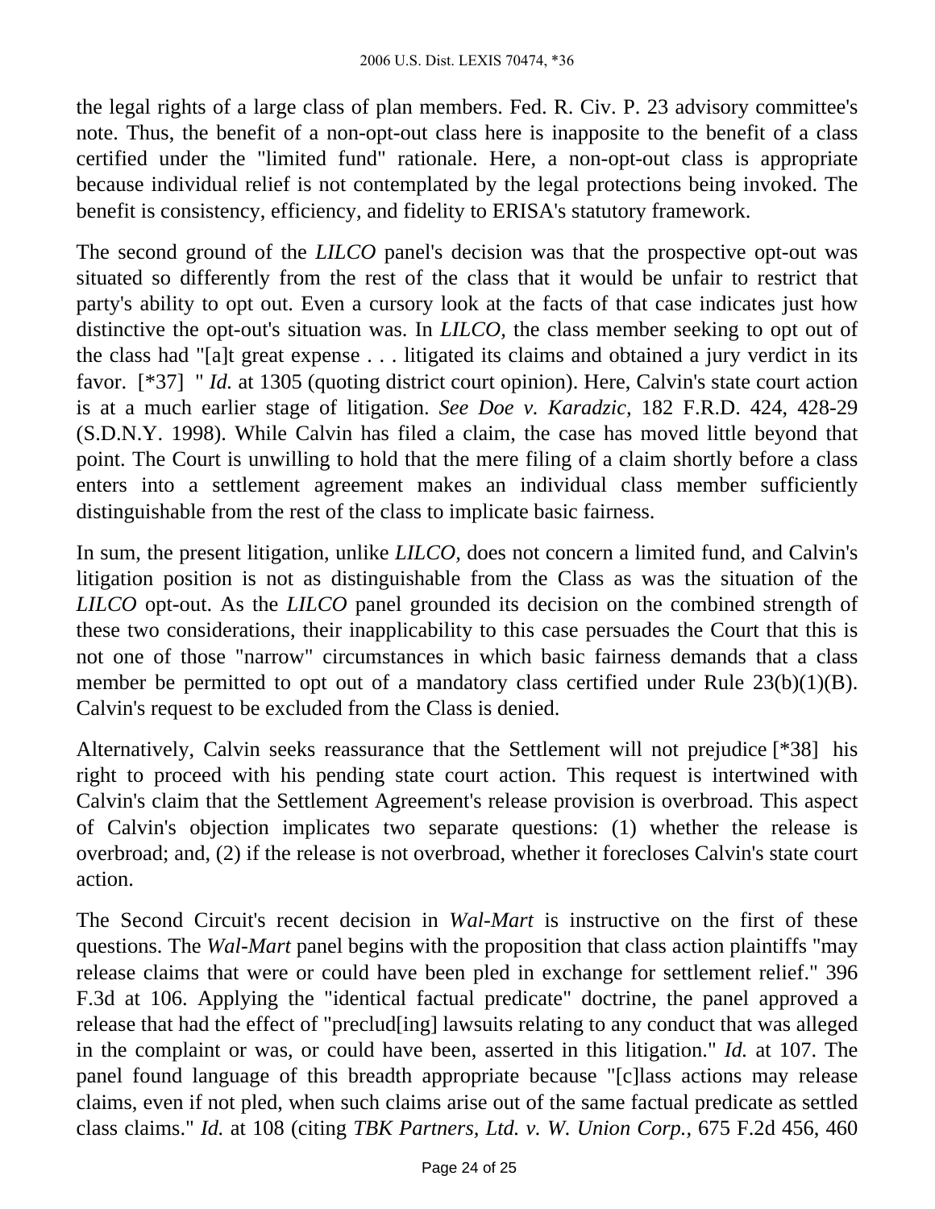the legal rights of a large class of plan members. Fed. R. Civ. P. 23 advisory committee's note. Thus, the benefit of a non-opt-out class here is inapposite to the benefit of a class certified under the "limited fund" rationale. Here, a non-opt-out class is appropriate because individual relief is not contemplated by the legal protections being invoked. The benefit is consistency, efficiency, and fidelity to ERISA's statutory framework.

The second ground of the *LILCO* panel's decision was that the prospective opt-out was situated so differently from the rest of the class that it would be unfair to restrict that party's ability to opt out. Even a cursory look at the facts of that case indicates just how distinctive the opt-out's situation was. In *LILCO,* the class member seeking to opt out of the class had "[a]t great expense . . . litigated its claims and obtained a jury verdict in its favor. [*37] " *Id.* at 1305 (quoting district court opinion). Here, Calvin's state court action is at a much earlier stage of litigation. *See Doe v. Karadzic*, 182 F.R.D. 424, 428-29 (S.D.N.Y. 1998). While Calvin has filed a claim, the case has moved little beyond that point. The Court is unwilling to hold that the mere filing of a claim shortly before a class enters into a settlement agreement makes an individual class member sufficiently distinguishable from the rest of the class to implicate basic fairness.

In sum, the present litigation, unlike *LILCO,* does not concern a limited fund, and Calvin's litigation position is not as distinguishable from the Class as was the situation of the *LILCO* opt-out. As the *LILCO* panel grounded its decision on the combined strength of these two considerations, their inapplicability to this case persuades the Court that this is not one of those "narrow" circumstances in which basic fairness demands that a class member be permitted to opt out of a mandatory class certified under Rule 23(b)(1)(B). Calvin's request to be excluded from the Class is denied.

Alternatively, Calvin seeks reassurance that the Settlement will not prejudice [*38] his right to proceed with his pending state court action. This request is intertwined with Calvin's claim that the Settlement Agreement's release provision is overbroad. This aspect of Calvin's objection implicates two separate questions: (1) whether the release is overbroad; and, (2) if the release is not overbroad, whether it forecloses Calvin's state court action.

The Second Circuit's recent decision in *Wal-Mart* is instructive on the first of these questions. The *Wal-Mart* panel begins with the proposition that class action plaintiffs "may release claims that were or could have been pled in exchange for settlement relief." 396 F.3d at 106. Applying the "identical factual predicate" doctrine, the panel approved a release that had the effect of "preclud[ing] lawsuits relating to any conduct that was alleged in the complaint or was, or could have been, asserted in this litigation." *Id.* at 107. The panel found language of this breadth appropriate because "[c]lass actions may release claims, even if not pled, when such claims arise out of the same factual predicate as settled class claims." *Id.* at 108 (citing *TBK Partners, Ltd. v. W. Union Corp.,* 675 F.2d 456, 460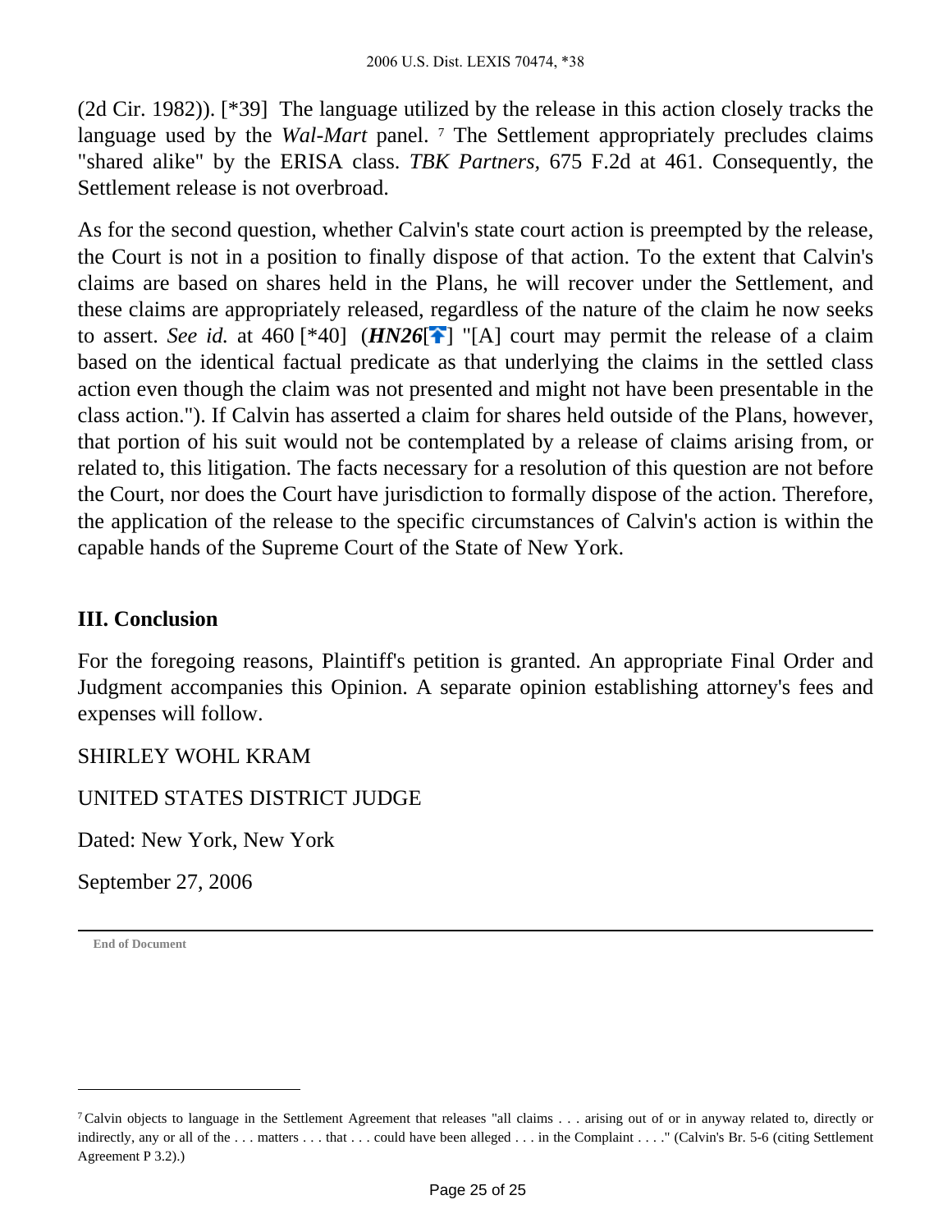(2d Cir. 1982)). [*39] The language utilized by the release in this action closely tracks the language used by the *Wal-Mart* panel. [7] The Settlement appropriately precludes claims "shared alike" by the ERISA class. *TBK Partners,* 675 F.2d at 461. Consequently, the Settlement release is not overbroad.

As for the second question, whether Calvin's state court action is preempted by the release, the Court is not in a position to finally dispose of that action. To the extent that Calvin's claims are based on shares held in the Plans, he will recover under the Settlement, and these claims are appropriately released, regardless of the nature of the claim he now seeks to assert. *See id.* at 460 [*40] (***HN26***[] "[A] court may permit the release of a claim based on the identical factual predicate as that underlying the claims in the settled class action even though the claim was not presented and might not have been presentable in the class action."). If Calvin has asserted a claim for shares held outside of the Plans, however, that portion of his suit would not be contemplated by a release of claims arising from, or related to, this litigation. The facts necessary for a resolution of this question are not before the Court, nor does the Court have jurisdiction to formally dispose of the action. Therefore, the application of the release to the specific circumstances of Calvin's action is within the capable hands of the Supreme Court of the State of New York.

## III. Conclusion

For the foregoing reasons, Plaintiff's petition is granted. An appropriate Final Order and Judgment accompanies this Opinion. A separate opinion establishing attorney's fees and expenses will follow.

SHIRLEY WOHL KRAM

UNITED STATES DISTRICT JUDGE

Dated: New York, New York

September 27, 2006

---

End of Document

---

[7] Calvin objects to language in the Settlement Agreement that releases "all claims . . . arising out of or in anyway related to, directly or indirectly, any or all of the . . . matters . . . that . . . could have been alleged . . . in the Complaint . . . ." (Calvin's Br. 5-6 (citing Settlement Agreement P 3.2).)